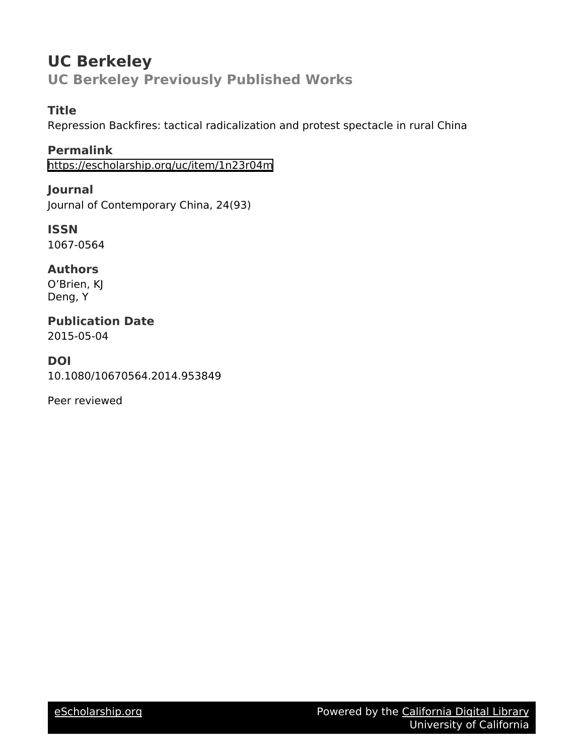# UC Berkeley

## UC Berkeley Previously Published Works

### Title

Repression Backfires: tactical radicalization and protest spectacle in rural China

### Permalink

https://escholarship.org/uc/item/1n23r04m

### Journal

Journal of Contemporary China, 24(93)

### ISSN

1067-0564

### Authors

O'Brien, KJ
Deng, Y

### Publication Date

2015-05-04

### DOI

10.1080/10670564.2014.953849

Peer reviewed

eScholarship.org Powered by the California Digital Library University of California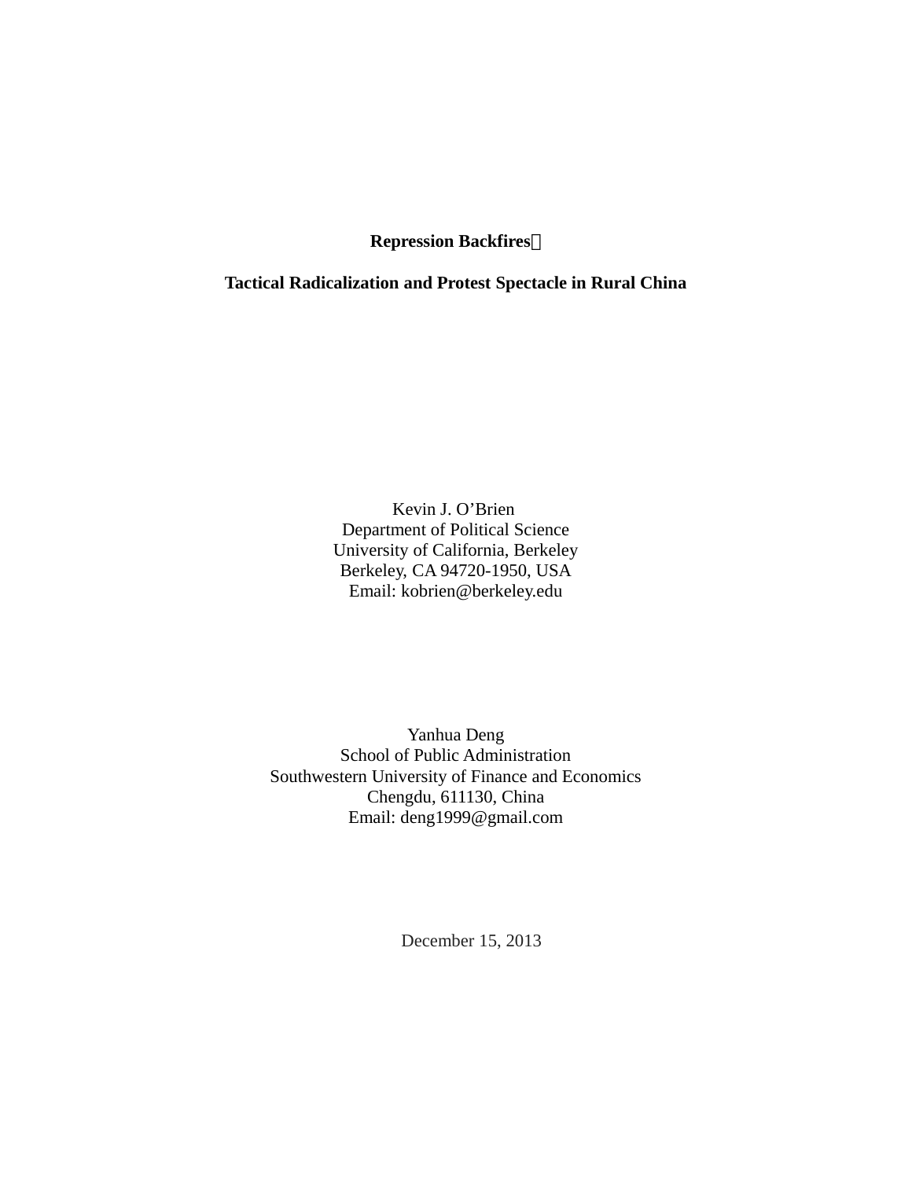**Repression Backfires**

**Tactical Radicalization and Protest Spectacle in Rural China**

Kevin J. O'Brien
Department of Political Science
University of California, Berkeley
Berkeley, CA 94720-1950, USA
Email: kobrien@berkeley.edu

Yanhua Deng
School of Public Administration
Southwestern University of Finance and Economics
Chengdu, 611130, China
Email: deng1999@gmail.com

December 15, 2013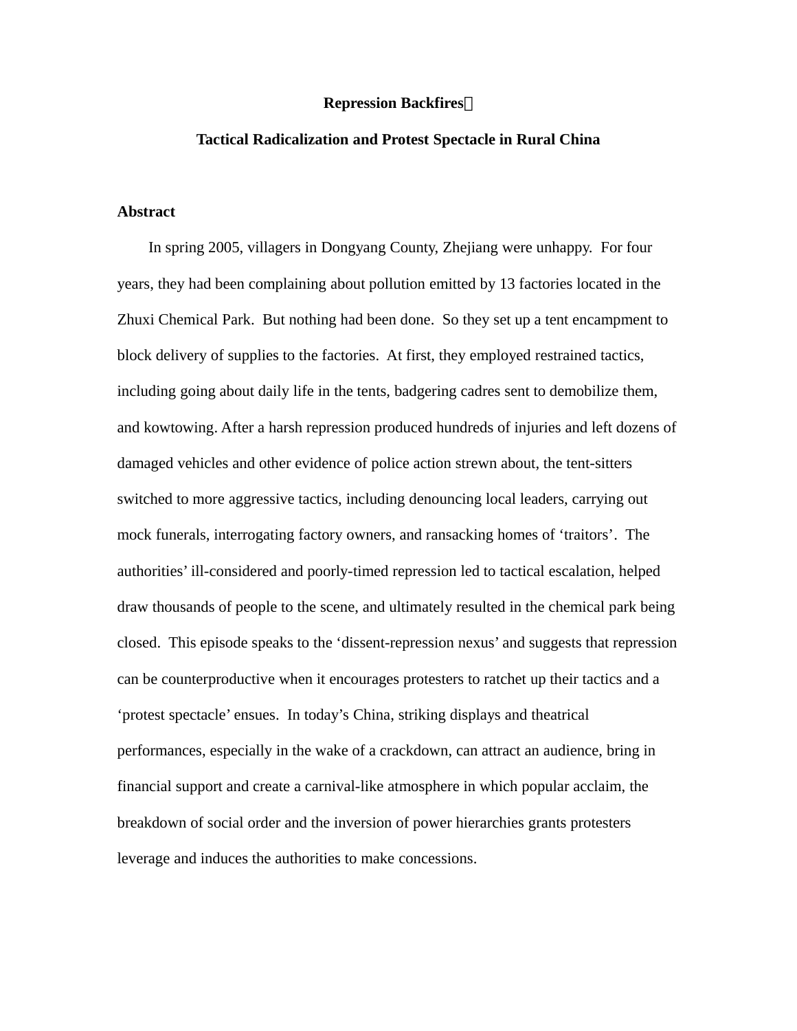**Repression Backfires**

**Tactical Radicalization and Protest Spectacle in Rural China**

## Abstract

In spring 2005, villagers in Dongyang County, Zhejiang were unhappy. For four years, they had been complaining about pollution emitted by 13 factories located in the Zhuxi Chemical Park. But nothing had been done. So they set up a tent encampment to block delivery of supplies to the factories. At first, they employed restrained tactics, including going about daily life in the tents, badgering cadres sent to demobilize them, and kowtowing. After a harsh repression produced hundreds of injuries and left dozens of damaged vehicles and other evidence of police action strewn about, the tent-sitters switched to more aggressive tactics, including denouncing local leaders, carrying out mock funerals, interrogating factory owners, and ransacking homes of 'traitors'. The authorities' ill-considered and poorly-timed repression led to tactical escalation, helped draw thousands of people to the scene, and ultimately resulted in the chemical park being closed. This episode speaks to the 'dissent-repression nexus' and suggests that repression can be counterproductive when it encourages protesters to ratchet up their tactics and a 'protest spectacle' ensues. In today's China, striking displays and theatrical performances, especially in the wake of a crackdown, can attract an audience, bring in financial support and create a carnival-like atmosphere in which popular acclaim, the breakdown of social order and the inversion of power hierarchies grants protesters leverage and induces the authorities to make concessions.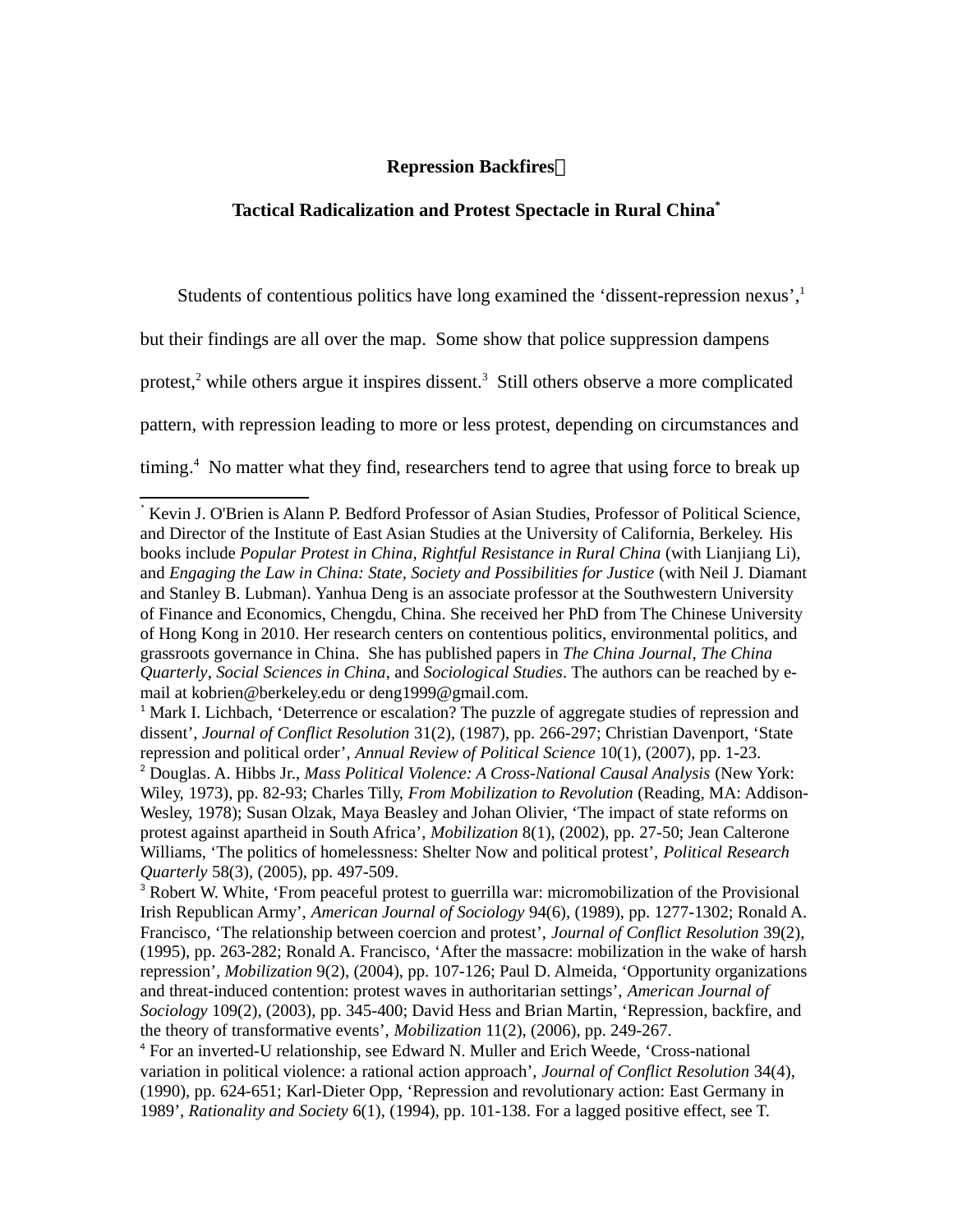**Repression Backfires**

**Tactical Radicalization and Protest Spectacle in Rural China***

Students of contentious politics have long examined the 'dissent-repression nexus',[1] but their findings are all over the map. Some show that police suppression dampens protest,[2] while others argue it inspires dissent.[3] Still others observe a more complicated pattern, with repression leading to more or less protest, depending on circumstances and timing.[4] No matter what they find, researchers tend to agree that using force to break up

---

* Kevin J. O'Brien is Alann P. Bedford Professor of Asian Studies, Professor of Political Science, and Director of the Institute of East Asian Studies at the University of California, Berkeley. His books include *Popular Protest in China*, *Rightful Resistance in Rural China* (with Lianjiang Li), and *Engaging the Law in China: State, Society and Possibilities for Justice* (with Neil J. Diamant and Stanley B. Lubman). Yanhua Deng is an associate professor at the Southwestern University of Finance and Economics, Chengdu, China. She received her PhD from The Chinese University of Hong Kong in 2010. Her research centers on contentious politics, environmental politics, and grassroots governance in China. She has published papers in *The China Journal*, *The China Quarterly*, *Social Sciences in China*, and *Sociological Studies*. The authors can be reached by e-mail at kobrien@berkeley.edu or deng1999@gmail.com.

[1] Mark I. Lichbach, 'Deterrence or escalation? The puzzle of aggregate studies of repression and dissent', *Journal of Conflict Resolution* 31(2), (1987), pp. 266-297; Christian Davenport, 'State repression and political order', *Annual Review of Political Science* 10(1), (2007), pp. 1-23.

[2] Douglas. A. Hibbs Jr., *Mass Political Violence: A Cross-National Causal Analysis* (New York: Wiley, 1973), pp. 82-93; Charles Tilly, *From Mobilization to Revolution* (Reading, MA: Addison-Wesley, 1978); Susan Olzak, Maya Beasley and Johan Olivier, 'The impact of state reforms on protest against apartheid in South Africa', *Mobilization* 8(1), (2002), pp. 27-50; Jean Calterone Williams, 'The politics of homelessness: Shelter Now and political protest', *Political Research Quarterly* 58(3), (2005), pp. 497-509.

[3] Robert W. White, 'From peaceful protest to guerrilla war: micromobilization of the Provisional Irish Republican Army', *American Journal of Sociology* 94(6), (1989), pp. 1277-1302; Ronald A. Francisco, 'The relationship between coercion and protest', *Journal of Conflict Resolution* 39(2), (1995), pp. 263-282; Ronald A. Francisco, 'After the massacre: mobilization in the wake of harsh repression', *Mobilization* 9(2), (2004), pp. 107-126; Paul D. Almeida, 'Opportunity organizations and threat-induced contention: protest waves in authoritarian settings', *American Journal of Sociology* 109(2), (2003), pp. 345-400; David Hess and Brian Martin, 'Repression, backfire, and the theory of transformative events', *Mobilization* 11(2), (2006), pp. 249-267.

[4] For an inverted-U relationship, see Edward N. Muller and Erich Weede, 'Cross-national variation in political violence: a rational action approach', *Journal of Conflict Resolution* 34(4), (1990), pp. 624-651; Karl-Dieter Opp, 'Repression and revolutionary action: East Germany in 1989', *Rationality and Society* 6(1), (1994), pp. 101-138. For a lagged positive effect, see T.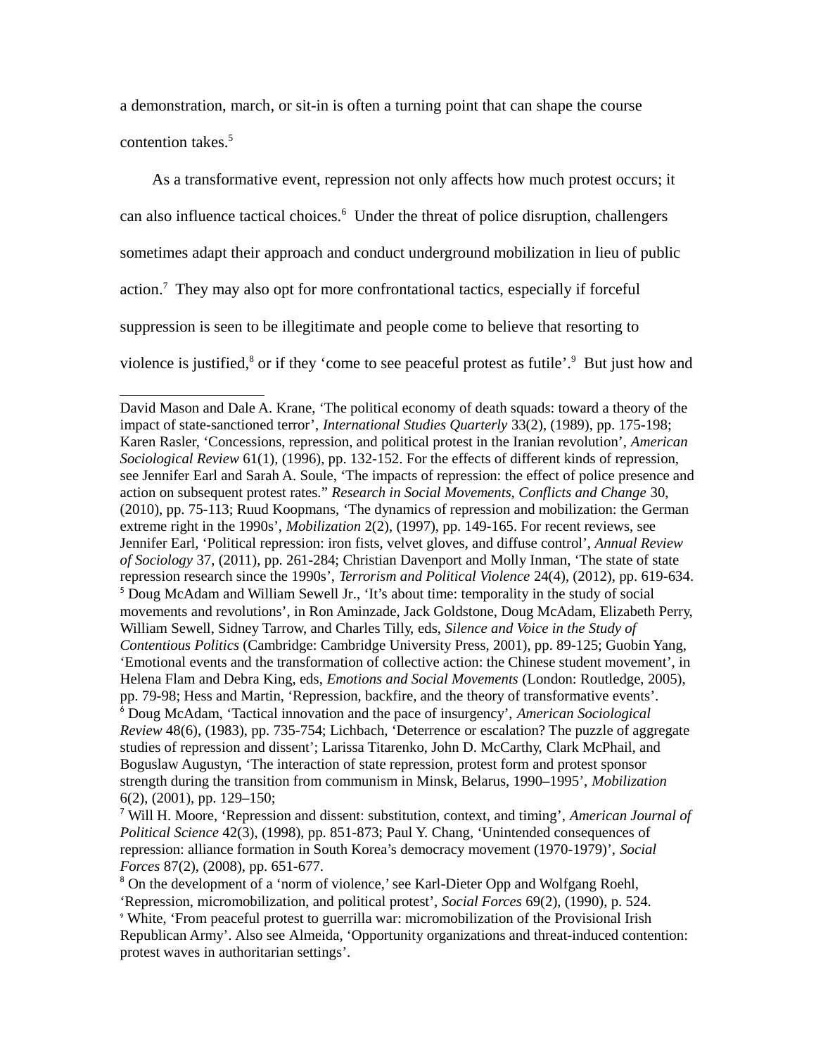a demonstration, march, or sit-in is often a turning point that can shape the course contention takes.[5]

As a transformative event, repression not only affects how much protest occurs; it can also influence tactical choices.[6] Under the threat of police disruption, challengers sometimes adapt their approach and conduct underground mobilization in lieu of public action.[7] They may also opt for more confrontational tactics, especially if forceful suppression is seen to be illegitimate and people come to believe that resorting to violence is justified,[8] or if they 'come to see peaceful protest as futile'.[9] But just how and

---

David Mason and Dale A. Krane, 'The political economy of death squads: toward a theory of the impact of state-sanctioned terror', *International Studies Quarterly* 33(2), (1989), pp. 175-198; Karen Rasler, 'Concessions, repression, and political protest in the Iranian revolution', *American Sociological Review* 61(1), (1996), pp. 132-152. For the effects of different kinds of repression, see Jennifer Earl and Sarah A. Soule, 'The impacts of repression: the effect of police presence and action on subsequent protest rates." *Research in Social Movements, Conflicts and Change* 30, (2010), pp. 75-113; Ruud Koopmans, 'The dynamics of repression and mobilization: the German extreme right in the 1990s', *Mobilization* 2(2), (1997), pp. 149-165. For recent reviews, see Jennifer Earl, 'Political repression: iron fists, velvet gloves, and diffuse control', *Annual Review of Sociology* 37, (2011), pp. 261-284; Christian Davenport and Molly Inman, 'The state of state repression research since the 1990s', *Terrorism and Political Violence* 24(4), (2012), pp. 619-634.

[5] Doug McAdam and William Sewell Jr., 'It's about time: temporality in the study of social movements and revolutions', in Ron Aminzade, Jack Goldstone, Doug McAdam, Elizabeth Perry, William Sewell, Sidney Tarrow, and Charles Tilly, eds, *Silence and Voice in the Study of Contentious Politics* (Cambridge: Cambridge University Press, 2001), pp. 89-125; Guobin Yang, 'Emotional events and the transformation of collective action: the Chinese student movement', in Helena Flam and Debra King, eds, *Emotions and Social Movements* (London: Routledge, 2005), pp. 79-98; Hess and Martin, 'Repression, backfire, and the theory of transformative events'.

[6] Doug McAdam, 'Tactical innovation and the pace of insurgency', *American Sociological Review* 48(6), (1983), pp. 735-754; Lichbach, 'Deterrence or escalation? The puzzle of aggregate studies of repression and dissent'; Larissa Titarenko, John D. McCarthy, Clark McPhail, and Boguslaw Augustyn, 'The interaction of state repression, protest form and protest sponsor strength during the transition from communism in Minsk, Belarus, 1990–1995', *Mobilization* 6(2), (2001), pp. 129–150;

[7] Will H. Moore, 'Repression and dissent: substitution, context, and timing', *American Journal of Political Science* 42(3), (1998), pp. 851-873; Paul Y. Chang, 'Unintended consequences of repression: alliance formation in South Korea's democracy movement (1970-1979)', *Social Forces* 87(2), (2008), pp. 651-677.

[8] On the development of a 'norm of violence,' see Karl-Dieter Opp and Wolfgang Roehl, 'Repression, micromobilization, and political protest', *Social Forces* 69(2), (1990), p. 524.

[9] White, 'From peaceful protest to guerrilla war: micromobilization of the Provisional Irish Republican Army'. Also see Almeida, 'Opportunity organizations and threat-induced contention: protest waves in authoritarian settings'.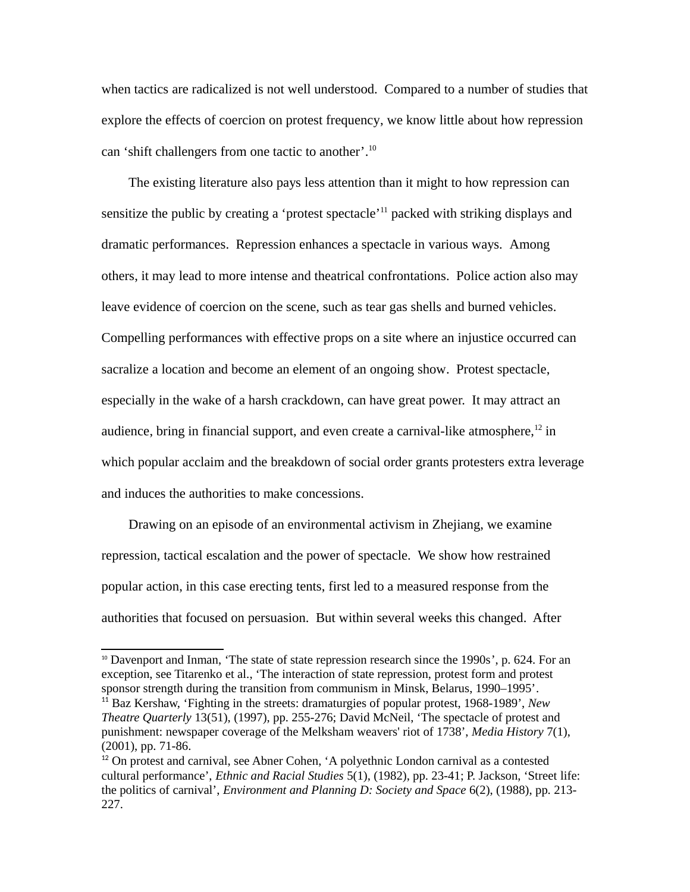when tactics are radicalized is not well understood. Compared to a number of studies that explore the effects of coercion on protest frequency, we know little about how repression can 'shift challengers from one tactic to another'.[10]

The existing literature also pays less attention than it might to how repression can sensitize the public by creating a 'protest spectacle'[11] packed with striking displays and dramatic performances. Repression enhances a spectacle in various ways. Among others, it may lead to more intense and theatrical confrontations. Police action also may leave evidence of coercion on the scene, such as tear gas shells and burned vehicles. Compelling performances with effective props on a site where an injustice occurred can sacralize a location and become an element of an ongoing show. Protest spectacle, especially in the wake of a harsh crackdown, can have great power. It may attract an audience, bring in financial support, and even create a carnival-like atmosphere,[12] in which popular acclaim and the breakdown of social order grants protesters extra leverage and induces the authorities to make concessions.

Drawing on an episode of an environmental activism in Zhejiang, we examine repression, tactical escalation and the power of spectacle. We show how restrained popular action, in this case erecting tents, first led to a measured response from the authorities that focused on persuasion. But within several weeks this changed. After

---

[10] Davenport and Inman, 'The state of state repression research since the 1990s', p. 624. For an exception, see Titarenko et al., 'The interaction of state repression, protest form and protest sponsor strength during the transition from communism in Minsk, Belarus, 1990–1995'.

[11] Baz Kershaw, 'Fighting in the streets: dramaturgies of popular protest, 1968-1989', *New Theatre Quarterly* 13(51), (1997), pp. 255-276; David McNeil, 'The spectacle of protest and punishment: newspaper coverage of the Melksham weavers' riot of 1738', *Media History* 7(1), (2001), pp. 71-86.

[12] On protest and carnival, see Abner Cohen, 'A polyethnic London carnival as a contested cultural performance', *Ethnic and Racial Studies* 5(1), (1982), pp. 23-41; P. Jackson, 'Street life: the politics of carnival', *Environment and Planning D: Society and Space* 6(2), (1988), pp. 213-227.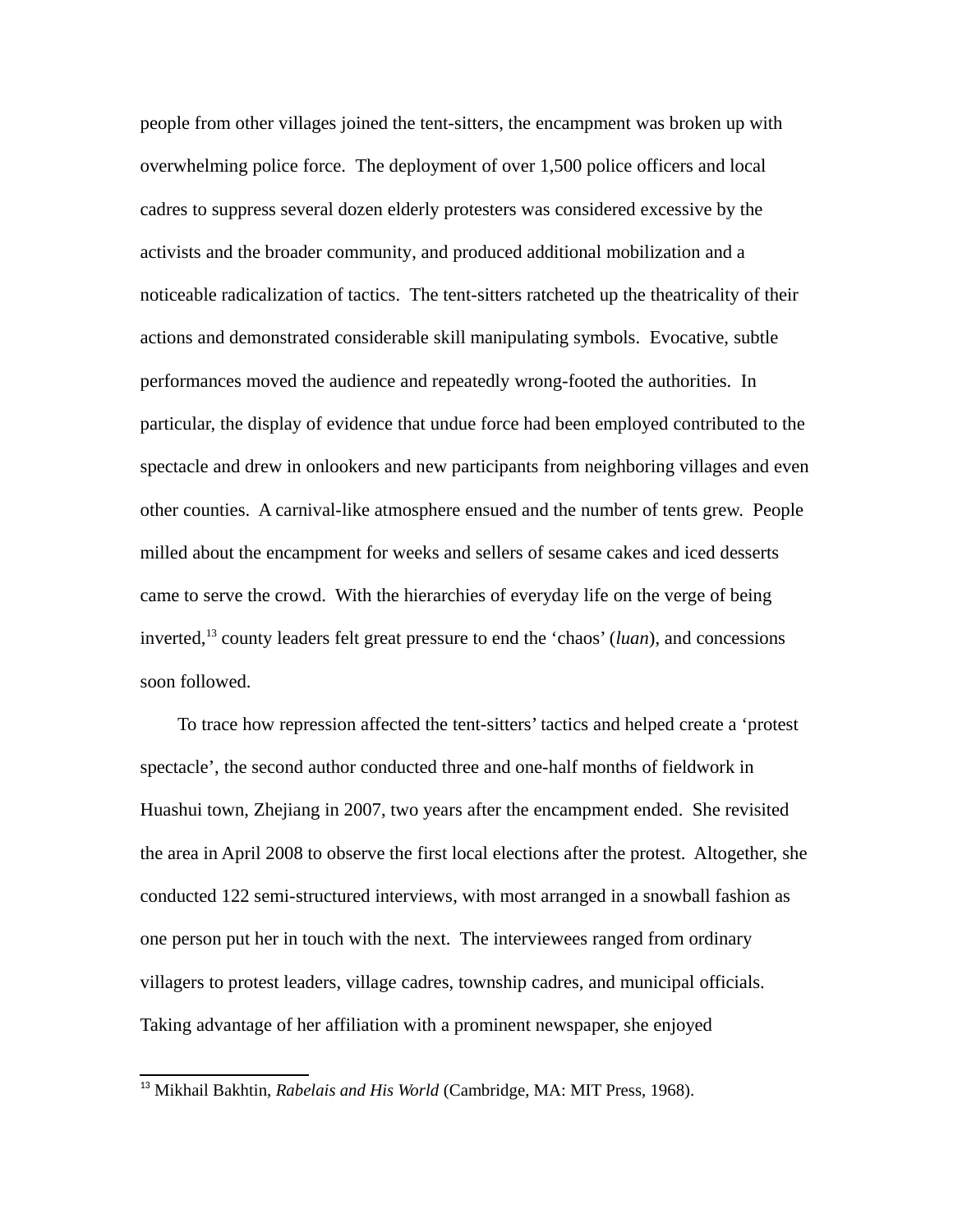people from other villages joined the tent-sitters, the encampment was broken up with overwhelming police force. The deployment of over 1,500 police officers and local cadres to suppress several dozen elderly protesters was considered excessive by the activists and the broader community, and produced additional mobilization and a noticeable radicalization of tactics. The tent-sitters ratcheted up the theatricality of their actions and demonstrated considerable skill manipulating symbols. Evocative, subtle performances moved the audience and repeatedly wrong-footed the authorities. In particular, the display of evidence that undue force had been employed contributed to the spectacle and drew in onlookers and new participants from neighboring villages and even other counties. A carnival-like atmosphere ensued and the number of tents grew. People milled about the encampment for weeks and sellers of sesame cakes and iced desserts came to serve the crowd. With the hierarchies of everyday life on the verge of being inverted,[13] county leaders felt great pressure to end the ‘chaos’ (*luan*), and concessions soon followed.

To trace how repression affected the tent-sitters’ tactics and helped create a ‘protest spectacle’, the second author conducted three and one-half months of fieldwork in Huashui town, Zhejiang in 2007, two years after the encampment ended. She revisited the area in April 2008 to observe the first local elections after the protest. Altogether, she conducted 122 semi-structured interviews, with most arranged in a snowball fashion as one person put her in touch with the next. The interviewees ranged from ordinary villagers to protest leaders, village cadres, township cadres, and municipal officials. Taking advantage of her affiliation with a prominent newspaper, she enjoyed

---

[13] Mikhail Bakhtin, *Rabelais and His World* (Cambridge, MA: MIT Press, 1968).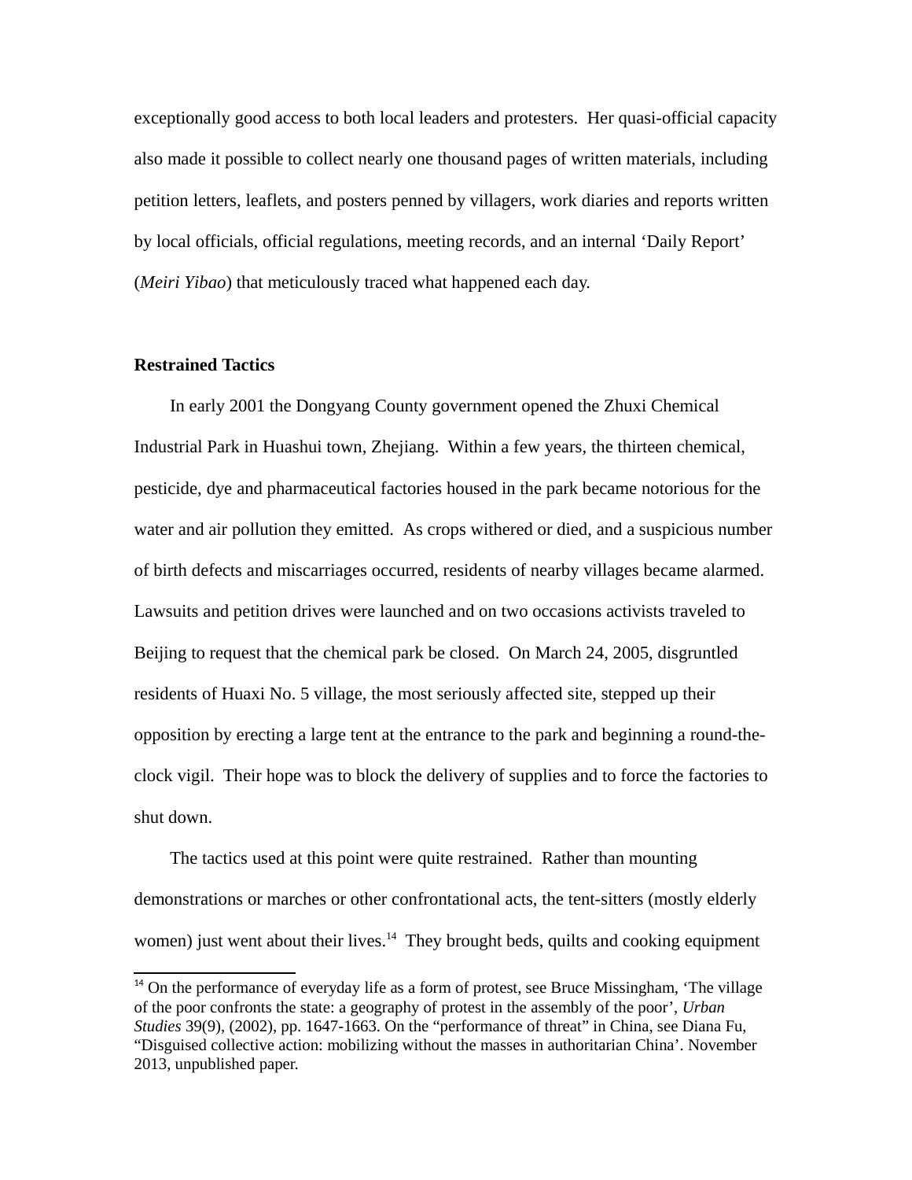exceptionally good access to both local leaders and protesters. Her quasi-official capacity also made it possible to collect nearly one thousand pages of written materials, including petition letters, leaflets, and posters penned by villagers, work diaries and reports written by local officials, official regulations, meeting records, and an internal 'Daily Report' (*Meiri Yibao*) that meticulously traced what happened each day.

**Restrained Tactics**

In early 2001 the Dongyang County government opened the Zhuxi Chemical Industrial Park in Huashui town, Zhejiang. Within a few years, the thirteen chemical, pesticide, dye and pharmaceutical factories housed in the park became notorious for the water and air pollution they emitted. As crops withered or died, and a suspicious number of birth defects and miscarriages occurred, residents of nearby villages became alarmed. Lawsuits and petition drives were launched and on two occasions activists traveled to Beijing to request that the chemical park be closed. On March 24, 2005, disgruntled residents of Huaxi No. 5 village, the most seriously affected site, stepped up their opposition by erecting a large tent at the entrance to the park and beginning a round-the-clock vigil. Their hope was to block the delivery of supplies and to force the factories to shut down.

The tactics used at this point were quite restrained. Rather than mounting demonstrations or marches or other confrontational acts, the tent-sitters (mostly elderly women) just went about their lives.[14] They brought beds, quilts and cooking equipment

[14] On the performance of everyday life as a form of protest, see Bruce Missingham, 'The village of the poor confronts the state: a geography of protest in the assembly of the poor', *Urban Studies* 39(9), (2002), pp. 1647-1663. On the "performance of threat" in China, see Diana Fu, "Disguised collective action: mobilizing without the masses in authoritarian China'. November 2013, unpublished paper.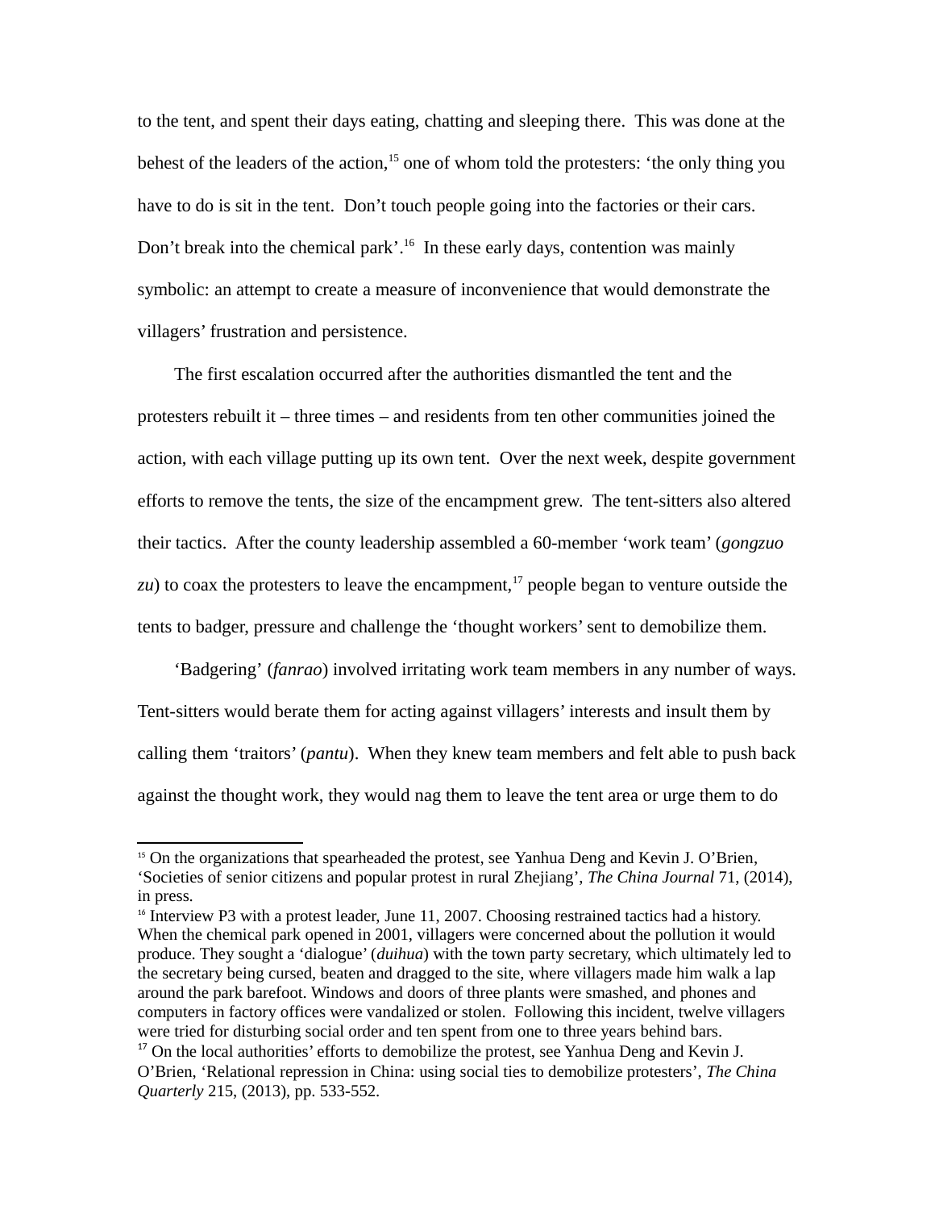to the tent, and spent their days eating, chatting and sleeping there. This was done at the behest of the leaders of the action,[15] one of whom told the protesters: 'the only thing you have to do is sit in the tent. Don't touch people going into the factories or their cars. Don't break into the chemical park'.[16] In these early days, contention was mainly symbolic: an attempt to create a measure of inconvenience that would demonstrate the villagers' frustration and persistence.

The first escalation occurred after the authorities dismantled the tent and the protesters rebuilt it – three times – and residents from ten other communities joined the action, with each village putting up its own tent. Over the next week, despite government efforts to remove the tents, the size of the encampment grew. The tent-sitters also altered their tactics. After the county leadership assembled a 60-member 'work team' (*gongzuo zu*) to coax the protesters to leave the encampment,[17] people began to venture outside the tents to badger, pressure and challenge the 'thought workers' sent to demobilize them.

'Badgering' (*fanrao*) involved irritating work team members in any number of ways. Tent-sitters would berate them for acting against villagers' interests and insult them by calling them 'traitors' (*pantu*). When they knew team members and felt able to push back against the thought work, they would nag them to leave the tent area or urge them to do

---

[15] On the organizations that spearheaded the protest, see Yanhua Deng and Kevin J. O'Brien, 'Societies of senior citizens and popular protest in rural Zhejiang', *The China Journal* 71, (2014), in press.

[16] Interview P3 with a protest leader, June 11, 2007. Choosing restrained tactics had a history. When the chemical park opened in 2001, villagers were concerned about the pollution it would produce. They sought a 'dialogue' (*duihua*) with the town party secretary, which ultimately led to the secretary being cursed, beaten and dragged to the site, where villagers made him walk a lap around the park barefoot. Windows and doors of three plants were smashed, and phones and computers in factory offices were vandalized or stolen. Following this incident, twelve villagers were tried for disturbing social order and ten spent from one to three years behind bars.

[17] On the local authorities' efforts to demobilize the protest, see Yanhua Deng and Kevin J. O'Brien, 'Relational repression in China: using social ties to demobilize protesters', *The China Quarterly* 215, (2013), pp. 533-552.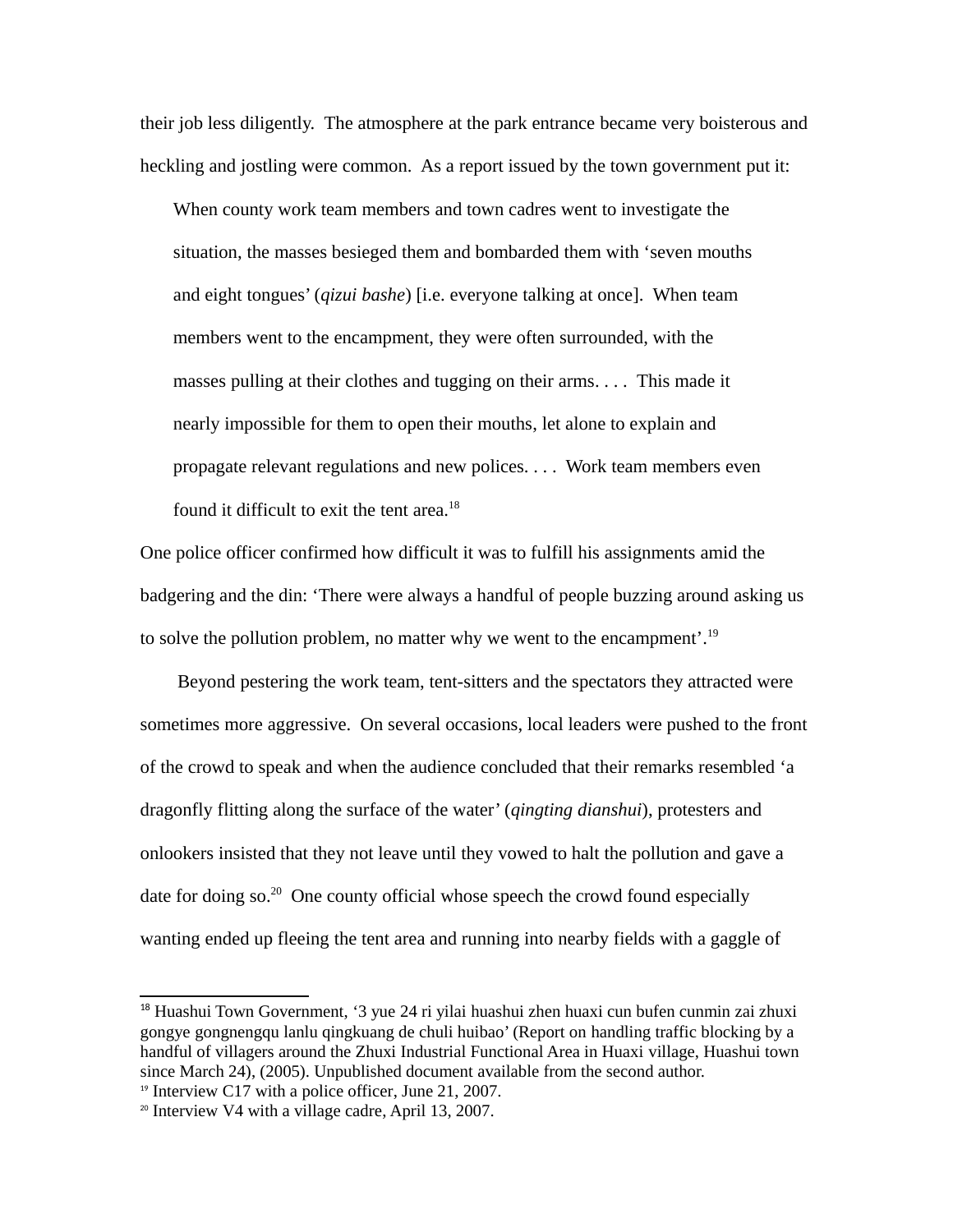their job less diligently. The atmosphere at the park entrance became very boisterous and heckling and jostling were common. As a report issued by the town government put it:

> When county work team members and town cadres went to investigate the situation, the masses besieged them and bombarded them with 'seven mouths and eight tongues' (*qizui bashe*) [i.e. everyone talking at once]. When team members went to the encampment, they were often surrounded, with the masses pulling at their clothes and tugging on their arms. . . . This made it nearly impossible for them to open their mouths, let alone to explain and propagate relevant regulations and new polices. . . . Work team members even found it difficult to exit the tent area.[18]

One police officer confirmed how difficult it was to fulfill his assignments amid the badgering and the din: 'There were always a handful of people buzzing around asking us to solve the pollution problem, no matter why we went to the encampment'.[19]

Beyond pestering the work team, tent-sitters and the spectators they attracted were sometimes more aggressive. On several occasions, local leaders were pushed to the front of the crowd to speak and when the audience concluded that their remarks resembled 'a dragonfly flitting along the surface of the water' (*qingting dianshui*), protesters and onlookers insisted that they not leave until they vowed to halt the pollution and gave a date for doing so.[20] One county official whose speech the crowd found especially wanting ended up fleeing the tent area and running into nearby fields with a gaggle of

---

[18] Huashui Town Government, '3 yue 24 ri yilai huashui zhen huaxi cun bufen cunmin zai zhuxi gongye gongnengqu lanlu qingkuang de chuli huibao' (Report on handling traffic blocking by a handful of villagers around the Zhuxi Industrial Functional Area in Huaxi village, Huashui town since March 24), (2005). Unpublished document available from the second author.

[19] Interview C17 with a police officer, June 21, 2007.

[20] Interview V4 with a village cadre, April 13, 2007.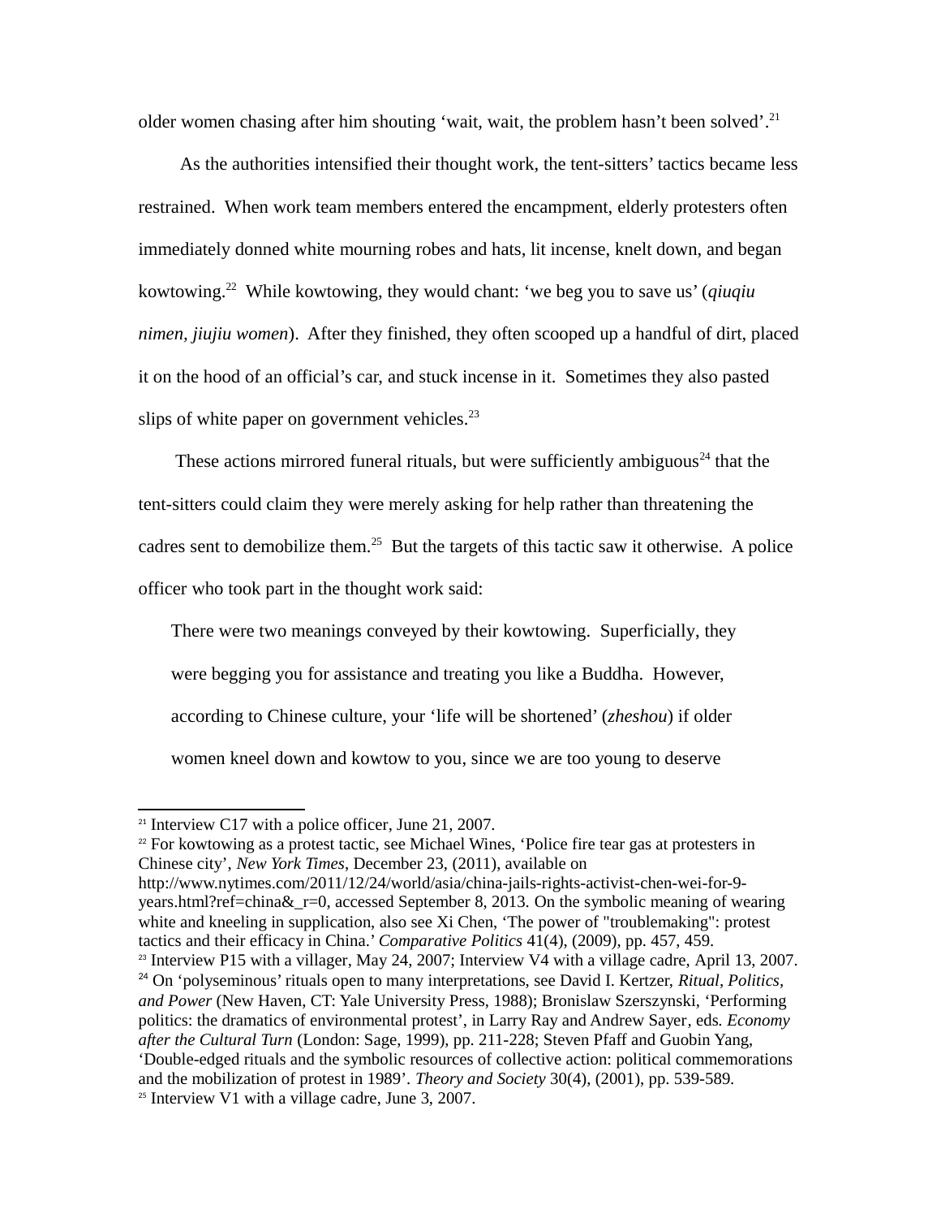older women chasing after him shouting 'wait, wait, the problem hasn't been solved'.[21]

As the authorities intensified their thought work, the tent-sitters' tactics became less restrained. When work team members entered the encampment, elderly protesters often immediately donned white mourning robes and hats, lit incense, knelt down, and began kowtowing.[22] While kowtowing, they would chant: 'we beg you to save us' (*qiuqiu nimen, jiujiu women*). After they finished, they often scooped up a handful of dirt, placed it on the hood of an official's car, and stuck incense in it. Sometimes they also pasted slips of white paper on government vehicles.[23]

These actions mirrored funeral rituals, but were sufficiently ambiguous[24] that the tent-sitters could claim they were merely asking for help rather than threatening the cadres sent to demobilize them.[25] But the targets of this tactic saw it otherwise. A police officer who took part in the thought work said:

> There were two meanings conveyed by their kowtowing. Superficially, they were begging you for assistance and treating you like a Buddha. However, according to Chinese culture, your 'life will be shortened' (*zheshou*) if older women kneel down and kowtow to you, since we are too young to deserve

---

[21] Interview C17 with a police officer, June 21, 2007.

[22] For kowtowing as a protest tactic, see Michael Wines, 'Police fire tear gas at protesters in Chinese city', *New York Times*, December 23, (2011), available on http://www.nytimes.com/2011/12/24/world/asia/china-jails-rights-activist-chen-wei-for-9-years.html?ref=china&_r=0, accessed September 8, 2013. On the symbolic meaning of wearing white and kneeling in supplication, also see Xi Chen, 'The power of "troublemaking": protest tactics and their efficacy in China.' *Comparative Politics* 41(4), (2009), pp. 457, 459.

[23] Interview P15 with a villager, May 24, 2007; Interview V4 with a village cadre, April 13, 2007.

[24] On 'polyseminous' rituals open to many interpretations, see David I. Kertzer, *Ritual, Politics, and Power* (New Haven, CT: Yale University Press, 1988); Bronislaw Szerszynski, 'Performing politics: the dramatics of environmental protest', in Larry Ray and Andrew Sayer, eds. *Economy after the Cultural Turn* (London: Sage, 1999), pp. 211-228; Steven Pfaff and Guobin Yang, 'Double-edged rituals and the symbolic resources of collective action: political commemorations and the mobilization of protest in 1989'. *Theory and Society* 30(4), (2001), pp. 539-589.

[25] Interview V1 with a village cadre, June 3, 2007.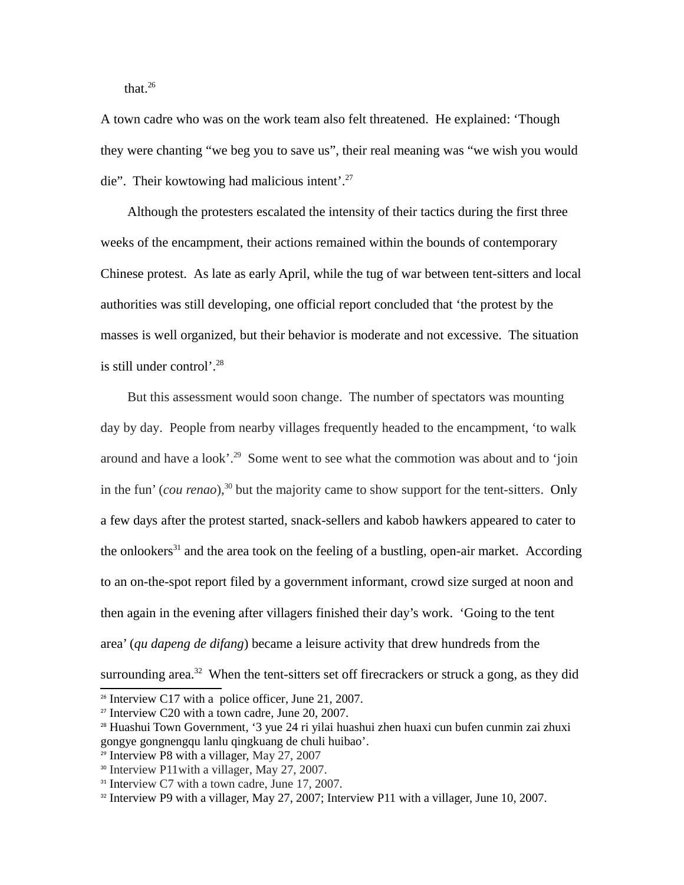that.[26]

A town cadre who was on the work team also felt threatened. He explained: ‘Though they were chanting “we beg you to save us”, their real meaning was “we wish you would die”. Their kowtowing had malicious intent’.[27]

Although the protesters escalated the intensity of their tactics during the first three weeks of the encampment, their actions remained within the bounds of contemporary Chinese protest. As late as early April, while the tug of war between tent-sitters and local authorities was still developing, one official report concluded that ‘the protest by the masses is well organized, but their behavior is moderate and not excessive. The situation is still under control’.[28]

But this assessment would soon change. The number of spectators was mounting day by day. People from nearby villages frequently headed to the encampment, ‘to walk around and have a look’.[29] Some went to see what the commotion was about and to ‘join in the fun’ (*cou renao*),[30] but the majority came to show support for the tent-sitters. Only a few days after the protest started, snack-sellers and kabob hawkers appeared to cater to the onlookers[31] and the area took on the feeling of a bustling, open-air market. According to an on-the-spot report filed by a government informant, crowd size surged at noon and then again in the evening after villagers finished their day’s work. ‘Going to the tent area’ (*qu dapeng de difang*) became a leisure activity that drew hundreds from the surrounding area.[32] When the tent-sitters set off firecrackers or struck a gong, as they did

[26] Interview C17 with a police officer, June 21, 2007.
[27] Interview C20 with a town cadre, June 20, 2007.
[28] Huashui Town Government, ‘3 yue 24 ri yilai huashui zhen huaxi cun bufen cunmin zai zhuxi gongye gongnengqu lanlu qingkuang de chuli huibao’.
[29] Interview P8 with a villager, May 27, 2007
[30] Interview P11with a villager, May 27, 2007.
[31] Interview C7 with a town cadre, June 17, 2007.
[32] Interview P9 with a villager, May 27, 2007; Interview P11 with a villager, June 10, 2007.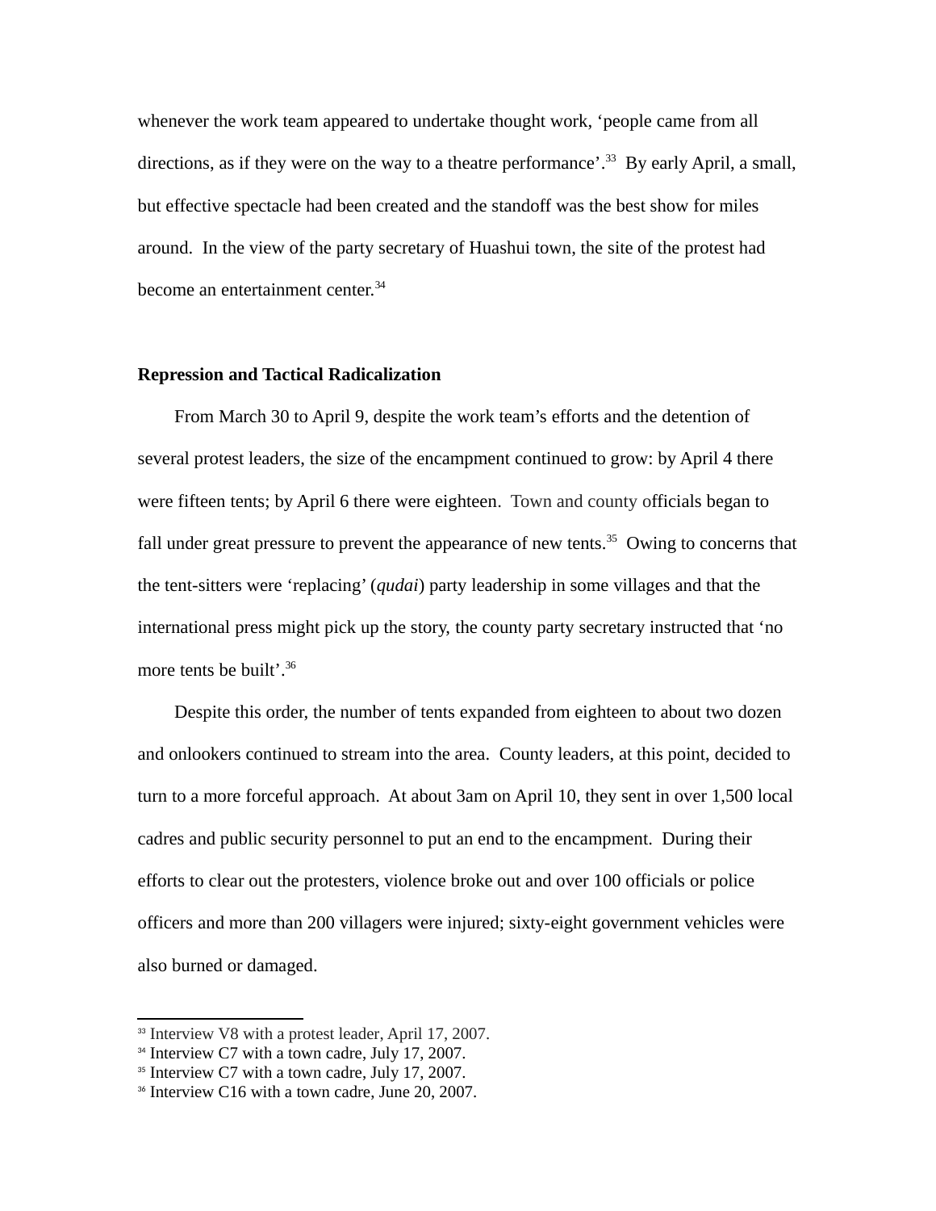whenever the work team appeared to undertake thought work, 'people came from all directions, as if they were on the way to a theatre performance'.[33] By early April, a small, but effective spectacle had been created and the standoff was the best show for miles around. In the view of the party secretary of Huashui town, the site of the protest had become an entertainment center.[34]

## Repression and Tactical Radicalization

From March 30 to April 9, despite the work team's efforts and the detention of several protest leaders, the size of the encampment continued to grow: by April 4 there were fifteen tents; by April 6 there were eighteen. Town and county officials began to fall under great pressure to prevent the appearance of new tents.[35] Owing to concerns that the tent-sitters were 'replacing' (*qudai*) party leadership in some villages and that the international press might pick up the story, the county party secretary instructed that 'no more tents be built'.[36]

Despite this order, the number of tents expanded from eighteen to about two dozen and onlookers continued to stream into the area. County leaders, at this point, decided to turn to a more forceful approach. At about 3am on April 10, they sent in over 1,500 local cadres and public security personnel to put an end to the encampment. During their efforts to clear out the protesters, violence broke out and over 100 officials or police officers and more than 200 villagers were injured; sixty-eight government vehicles were also burned or damaged.

---

[33] Interview V8 with a protest leader, April 17, 2007.
[34] Interview C7 with a town cadre, July 17, 2007.
[35] Interview C7 with a town cadre, July 17, 2007.
[36] Interview C16 with a town cadre, June 20, 2007.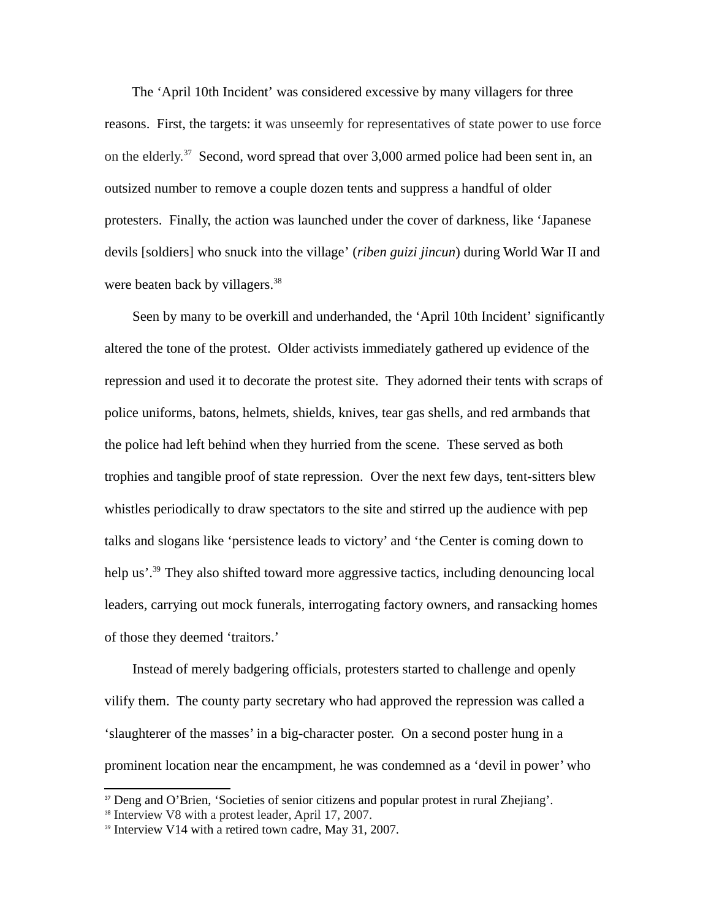The ‘April 10th Incident’ was considered excessive by many villagers for three reasons. First, the targets: it was unseemly for representatives of state power to use force on the elderly.[37] Second, word spread that over 3,000 armed police had been sent in, an outsized number to remove a couple dozen tents and suppress a handful of older protesters. Finally, the action was launched under the cover of darkness, like ‘Japanese devils [soldiers] who snuck into the village’ (*riben guizi jincun*) during World War II and were beaten back by villagers.[38]

Seen by many to be overkill and underhanded, the ‘April 10th Incident’ significantly altered the tone of the protest. Older activists immediately gathered up evidence of the repression and used it to decorate the protest site. They adorned their tents with scraps of police uniforms, batons, helmets, shields, knives, tear gas shells, and red armbands that the police had left behind when they hurried from the scene. These served as both trophies and tangible proof of state repression. Over the next few days, tent-sitters blew whistles periodically to draw spectators to the site and stirred up the audience with pep talks and slogans like ‘persistence leads to victory’ and ‘the Center is coming down to help us’.[39] They also shifted toward more aggressive tactics, including denouncing local leaders, carrying out mock funerals, interrogating factory owners, and ransacking homes of those they deemed ‘traitors.’

Instead of merely badgering officials, protesters started to challenge and openly vilify them. The county party secretary who had approved the repression was called a ‘slaughterer of the masses’ in a big-character poster. On a second poster hung in a prominent location near the encampment, he was condemned as a ‘devil in power’ who

---

[37] Deng and O’Brien, ‘Societies of senior citizens and popular protest in rural Zhejiang’.

[38] Interview V8 with a protest leader, April 17, 2007.

[39] Interview V14 with a retired town cadre, May 31, 2007.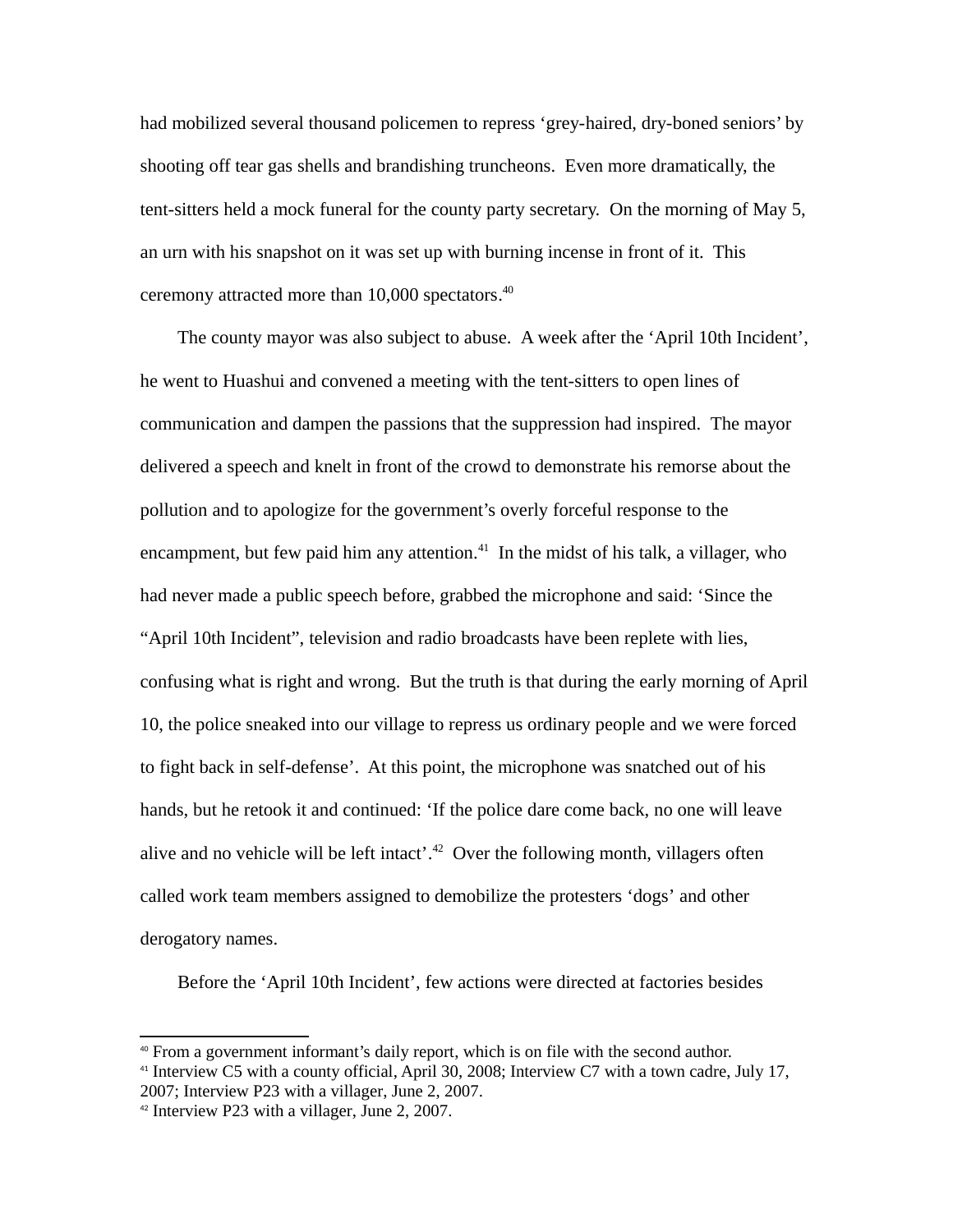had mobilized several thousand policemen to repress ‘grey-haired, dry-boned seniors’ by shooting off tear gas shells and brandishing truncheons.  Even more dramatically, the tent-sitters held a mock funeral for the county party secretary.  On the morning of May 5, an urn with his snapshot on it was set up with burning incense in front of it.  This ceremony attracted more than 10,000 spectators.[40]

The county mayor was also subject to abuse.  A week after the ‘April 10th Incident’, he went to Huashui and convened a meeting with the tent-sitters to open lines of communication and dampen the passions that the suppression had inspired.  The mayor delivered a speech and knelt in front of the crowd to demonstrate his remorse about the pollution and to apologize for the government’s overly forceful response to the encampment, but few paid him any attention.[41]  In the midst of his talk, a villager, who had never made a public speech before, grabbed the microphone and said: ‘Since the “April 10th Incident”, television and radio broadcasts have been replete with lies, confusing what is right and wrong.  But the truth is that during the early morning of April 10, the police sneaked into our village to repress us ordinary people and we were forced to fight back in self-defense’.  At this point, the microphone was snatched out of his hands, but he retook it and continued: ‘If the police dare come back, no one will leave alive and no vehicle will be left intact’.[42]  Over the following month, villagers often called work team members assigned to demobilize the protesters ‘dogs’ and other derogatory names.

Before the ‘April 10th Incident’, few actions were directed at factories besides

---

[40] From a government informant’s daily report, which is on file with the second author.

[41] Interview C5 with a county official, April 30, 2008; Interview C7 with a town cadre, July 17, 2007; Interview P23 with a villager, June 2, 2007.

[42] Interview P23 with a villager, June 2, 2007.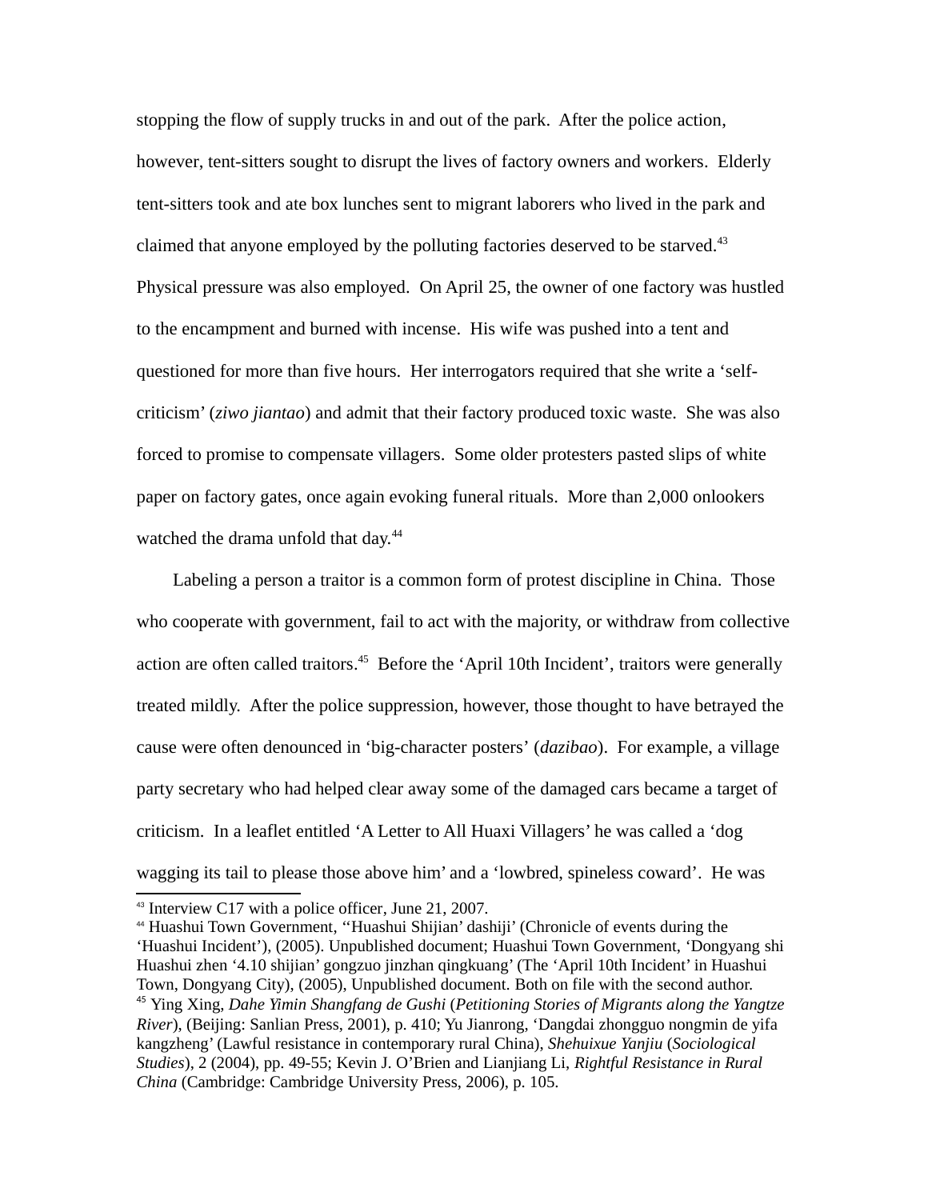stopping the flow of supply trucks in and out of the park. After the police action, however, tent-sitters sought to disrupt the lives of factory owners and workers. Elderly tent-sitters took and ate box lunches sent to migrant laborers who lived in the park and claimed that anyone employed by the polluting factories deserved to be starved.[43] Physical pressure was also employed. On April 25, the owner of one factory was hustled to the encampment and burned with incense. His wife was pushed into a tent and questioned for more than five hours. Her interrogators required that she write a 'self-criticism' (*ziwo jiantao*) and admit that their factory produced toxic waste. She was also forced to promise to compensate villagers. Some older protesters pasted slips of white paper on factory gates, once again evoking funeral rituals. More than 2,000 onlookers watched the drama unfold that day.[44]

Labeling a person a traitor is a common form of protest discipline in China. Those who cooperate with government, fail to act with the majority, or withdraw from collective action are often called traitors.[45] Before the 'April 10th Incident', traitors were generally treated mildly. After the police suppression, however, those thought to have betrayed the cause were often denounced in 'big-character posters' (*dazibao*). For example, a village party secretary who had helped clear away some of the damaged cars became a target of criticism. In a leaflet entitled 'A Letter to All Huaxi Villagers' he was called a 'dog wagging its tail to please those above him' and a 'lowbred, spineless coward'. He was

---

[43] Interview C17 with a police officer, June 21, 2007.

[44] Huashui Town Government, ''Huashui Shijian' dashiji' (Chronicle of events during the 'Huashui Incident'), (2005). Unpublished document; Huashui Town Government, 'Dongyang shi Huashui zhen '4.10 shijian' gongzuo jinzhan qingkuang' (The 'April 10th Incident' in Huashui Town, Dongyang City), (2005), Unpublished document. Both on file with the second author.

[45] Ying Xing, *Dahe Yimin Shangfang de Gushi* (*Petitioning Stories of Migrants along the Yangtze River*), (Beijing: Sanlian Press, 2001), p. 410; Yu Jianrong, 'Dangdai zhongguo nongmin de yifa kangzheng' (Lawful resistance in contemporary rural China), *Shehuixue Yanjiu* (*Sociological Studies*), 2 (2004), pp. 49-55; Kevin J. O'Brien and Lianjiang Li, *Rightful Resistance in Rural China* (Cambridge: Cambridge University Press, 2006), p. 105.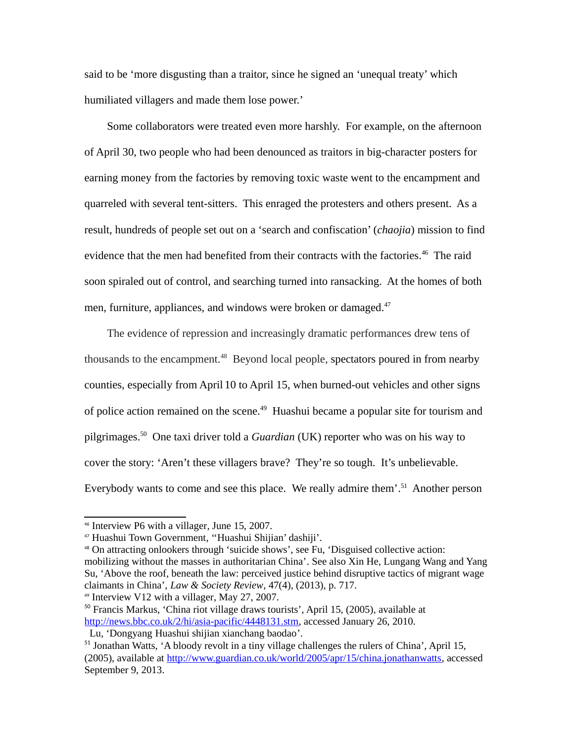said to be 'more disgusting than a traitor, since he signed an 'unequal treaty' which humiliated villagers and made them lose power.'

Some collaborators were treated even more harshly. For example, on the afternoon of April 30, two people who had been denounced as traitors in big-character posters for earning money from the factories by removing toxic waste went to the encampment and quarreled with several tent-sitters. This enraged the protesters and others present. As a result, hundreds of people set out on a 'search and confiscation' (*chaojia*) mission to find evidence that the men had benefited from their contracts with the factories.[46] The raid soon spiraled out of control, and searching turned into ransacking. At the homes of both men, furniture, appliances, and windows were broken or damaged.[47]

The evidence of repression and increasingly dramatic performances drew tens of thousands to the encampment.[48] Beyond local people, spectators poured in from nearby counties, especially from April 10 to April 15, when burned-out vehicles and other signs of police action remained on the scene.[49] Huashui became a popular site for tourism and pilgrimages.[50] One taxi driver told a *Guardian* (UK) reporter who was on his way to cover the story: 'Aren't these villagers brave? They're so tough. It's unbelievable. Everybody wants to come and see this place. We really admire them'.[51] Another person

---

[46] Interview P6 with a villager, June 15, 2007.

[47] Huashui Town Government, ''Huashui Shijian' dashiji'.

[48] On attracting onlookers through 'suicide shows', see Fu, 'Disguised collective action: mobilizing without the masses in authoritarian China'. See also Xin He, Lungang Wang and Yang Su, 'Above the roof, beneath the law: perceived justice behind disruptive tactics of migrant wage claimants in China', *Law & Society Review*, 47(4), (2013), p. 717.

[49] Interview V12 with a villager, May 27, 2007.

[50] Francis Markus, 'China riot village draws tourists', April 15, (2005), available at http://news.bbc.co.uk/2/hi/asia-pacific/4448131.stm, accessed January 26, 2010. Lu, 'Dongyang Huashui shijian xianchang baodao'.

[51] Jonathan Watts, 'A bloody revolt in a tiny village challenges the rulers of China', April 15, (2005), available at http://www.guardian.co.uk/world/2005/apr/15/china.jonathanwatts, accessed September 9, 2013.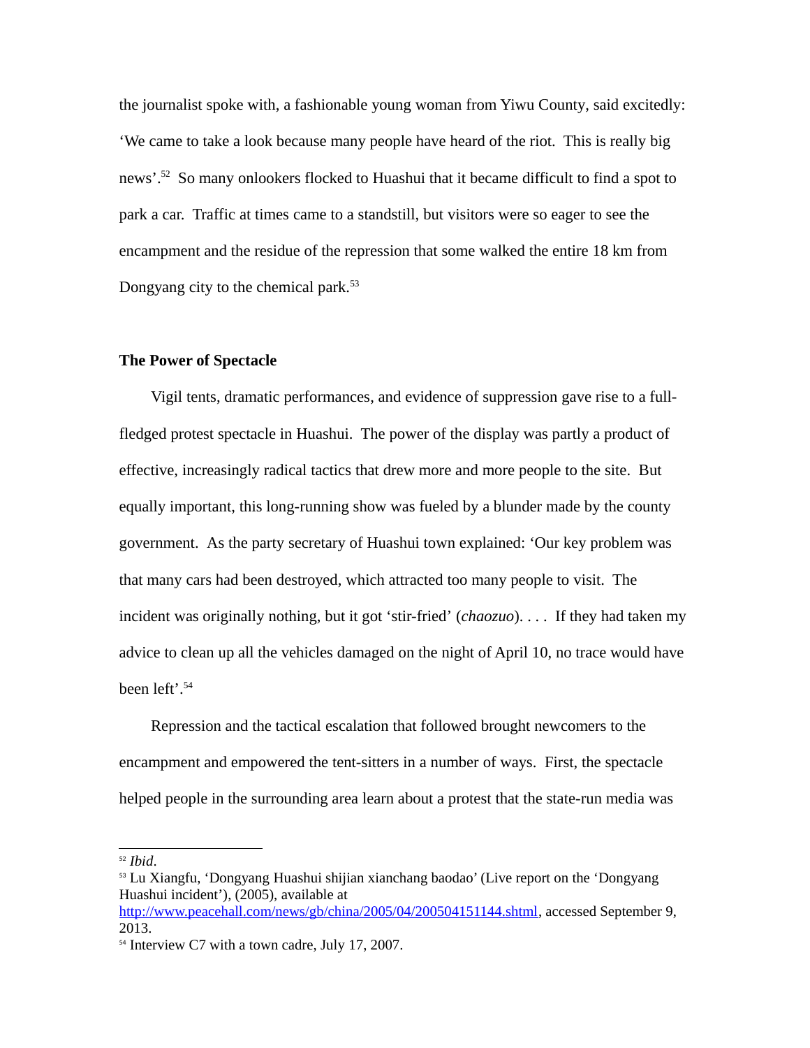the journalist spoke with, a fashionable young woman from Yiwu County, said excitedly: ‘We came to take a look because many people have heard of the riot. This is really big news’.[52] So many onlookers flocked to Huashui that it became difficult to find a spot to park a car. Traffic at times came to a standstill, but visitors were so eager to see the encampment and the residue of the repression that some walked the entire 18 km from Dongyang city to the chemical park.[53]

**The Power of Spectacle**

Vigil tents, dramatic performances, and evidence of suppression gave rise to a full-fledged protest spectacle in Huashui. The power of the display was partly a product of effective, increasingly radical tactics that drew more and more people to the site. But equally important, this long-running show was fueled by a blunder made by the county government. As the party secretary of Huashui town explained: ‘Our key problem was that many cars had been destroyed, which attracted too many people to visit. The incident was originally nothing, but it got ‘stir-fried’ (*chaozuo*). . . . If they had taken my advice to clean up all the vehicles damaged on the night of April 10, no trace would have been left’.[54]

Repression and the tactical escalation that followed brought newcomers to the encampment and empowered the tent-sitters in a number of ways. First, the spectacle helped people in the surrounding area learn about a protest that the state-run media was

---

[52] *Ibid*.

[53] Lu Xiangfu, ‘Dongyang Huashui shijian xianchang baodao’ (Live report on the ‘Dongyang Huashui incident’), (2005), available at http://www.peacehall.com/news/gb/china/2005/04/200504151144.shtml, accessed September 9, 2013.

[54] Interview C7 with a town cadre, July 17, 2007.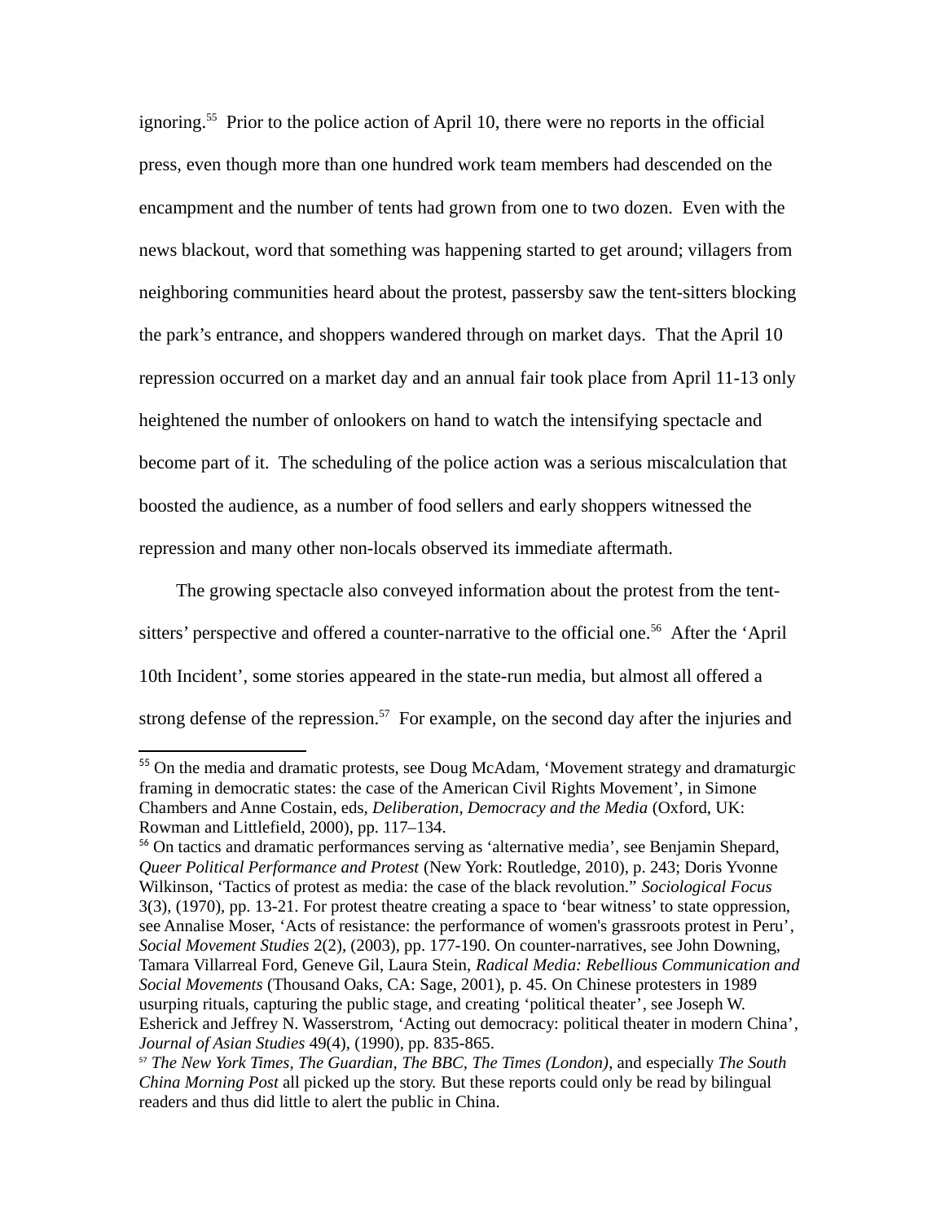ignoring.[55] Prior to the police action of April 10, there were no reports in the official press, even though more than one hundred work team members had descended on the encampment and the number of tents had grown from one to two dozen. Even with the news blackout, word that something was happening started to get around; villagers from neighboring communities heard about the protest, passersby saw the tent-sitters blocking the park's entrance, and shoppers wandered through on market days. That the April 10 repression occurred on a market day and an annual fair took place from April 11-13 only heightened the number of onlookers on hand to watch the intensifying spectacle and become part of it. The scheduling of the police action was a serious miscalculation that boosted the audience, as a number of food sellers and early shoppers witnessed the repression and many other non-locals observed its immediate aftermath.

The growing spectacle also conveyed information about the protest from the tent-sitters' perspective and offered a counter-narrative to the official one.[56] After the 'April 10th Incident', some stories appeared in the state-run media, but almost all offered a strong defense of the repression.[57] For example, on the second day after the injuries and

---

[55] On the media and dramatic protests, see Doug McAdam, 'Movement strategy and dramaturgic framing in democratic states: the case of the American Civil Rights Movement', in Simone Chambers and Anne Costain, eds, *Deliberation, Democracy and the Media* (Oxford, UK: Rowman and Littlefield, 2000), pp. 117–134.

[56] On tactics and dramatic performances serving as 'alternative media', see Benjamin Shepard, *Queer Political Performance and Protest* (New York: Routledge, 2010), p. 243; Doris Yvonne Wilkinson, 'Tactics of protest as media: the case of the black revolution." *Sociological Focus* 3(3), (1970), pp. 13-21. For protest theatre creating a space to 'bear witness' to state oppression, see Annalise Moser, 'Acts of resistance: the performance of women's grassroots protest in Peru', *Social Movement Studies* 2(2), (2003), pp. 177-190. On counter-narratives, see John Downing, Tamara Villarreal Ford, Geneve Gil, Laura Stein, *Radical Media: Rebellious Communication and Social Movements* (Thousand Oaks, CA: Sage, 2001), p. 45. On Chinese protesters in 1989 usurping rituals, capturing the public stage, and creating 'political theater', see Joseph W. Esherick and Jeffrey N. Wasserstrom, 'Acting out democracy: political theater in modern China', *Journal of Asian Studies* 49(4), (1990), pp. 835-865.

[57] *The New York Times, The Guardian, The BBC, The Times (London)*, and especially *The South China Morning Post* all picked up the story. But these reports could only be read by bilingual readers and thus did little to alert the public in China.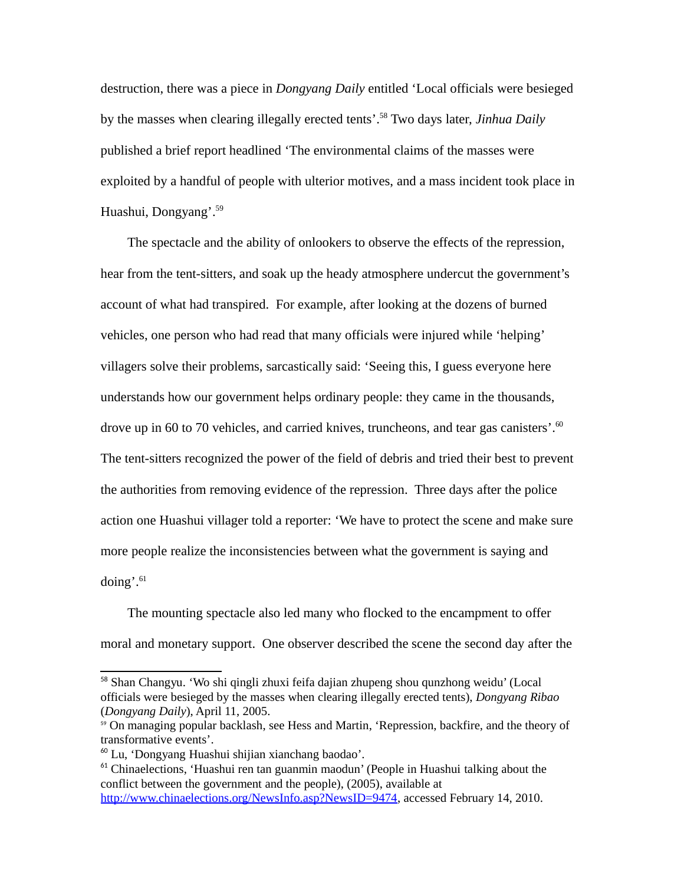destruction, there was a piece in *Dongyang Daily* entitled 'Local officials were besieged by the masses when clearing illegally erected tents'.[58] Two days later, *Jinhua Daily* published a brief report headlined 'The environmental claims of the masses were exploited by a handful of people with ulterior motives, and a mass incident took place in Huashui, Dongyang'.[59]

The spectacle and the ability of onlookers to observe the effects of the repression, hear from the tent-sitters, and soak up the heady atmosphere undercut the government's account of what had transpired. For example, after looking at the dozens of burned vehicles, one person who had read that many officials were injured while 'helping' villagers solve their problems, sarcastically said: 'Seeing this, I guess everyone here understands how our government helps ordinary people: they came in the thousands, drove up in 60 to 70 vehicles, and carried knives, truncheons, and tear gas canisters'.[60] The tent-sitters recognized the power of the field of debris and tried their best to prevent the authorities from removing evidence of the repression. Three days after the police action one Huashui villager told a reporter: 'We have to protect the scene and make sure more people realize the inconsistencies between what the government is saying and doing'.[61]

The mounting spectacle also led many who flocked to the encampment to offer moral and monetary support. One observer described the scene the second day after the

---

[58] Shan Changyu. 'Wo shi qingli zhuxi feifa dajian zhupeng shou qunzhong weidu' (Local officials were besieged by the masses when clearing illegally erected tents), *Dongyang Ribao* (*Dongyang Daily*), April 11, 2005.

[59] On managing popular backlash, see Hess and Martin, 'Repression, backfire, and the theory of transformative events'.

[60] Lu, 'Dongyang Huashui shijian xianchang baodao'.

[61] Chinaelections, 'Huashui ren tan guanmin maodun' (People in Huashui talking about the conflict between the government and the people), (2005), available at http://www.chinaelections.org/NewsInfo.asp?NewsID=9474, accessed February 14, 2010.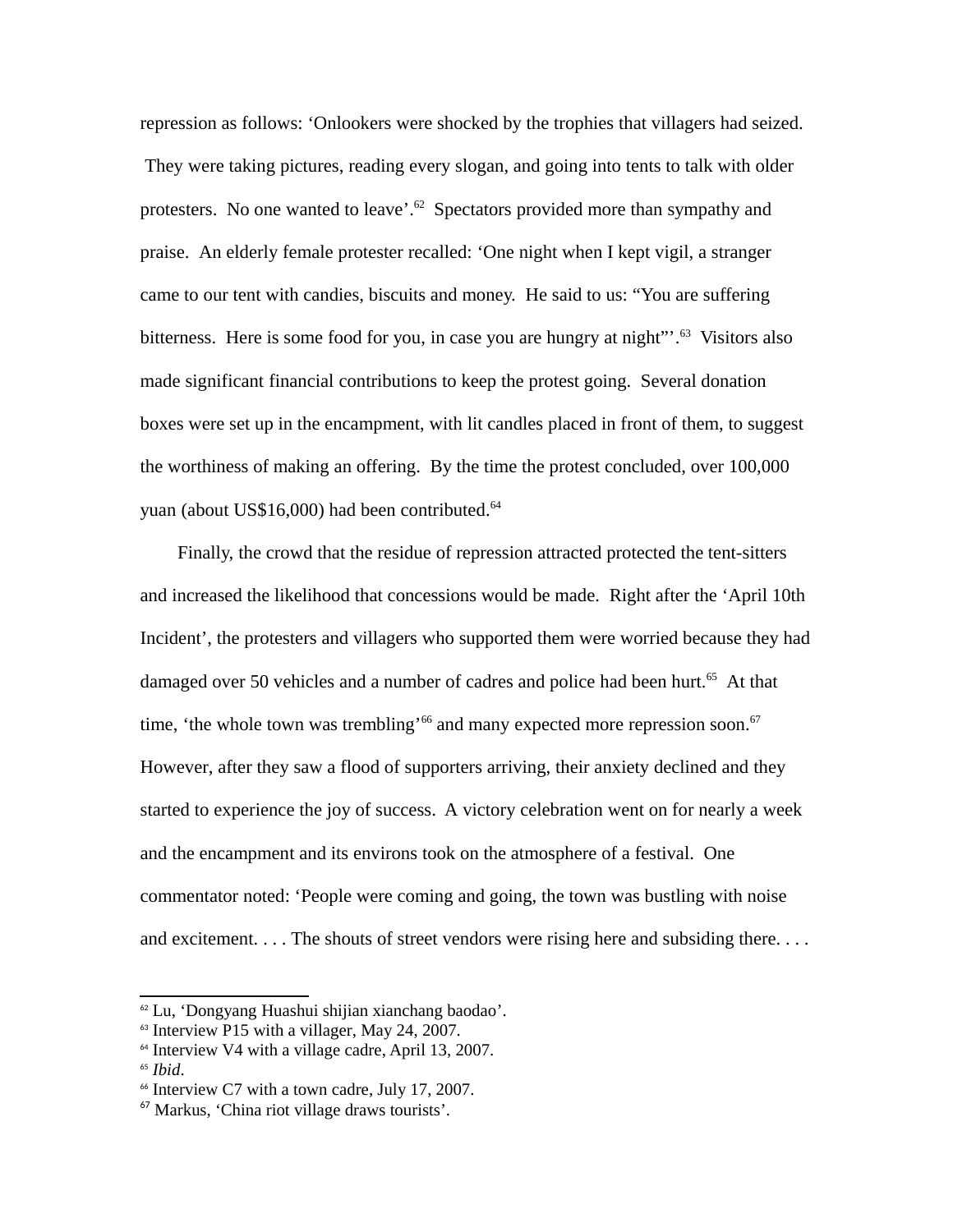repression as follows: 'Onlookers were shocked by the trophies that villagers had seized. They were taking pictures, reading every slogan, and going into tents to talk with older protesters. No one wanted to leave'.[62] Spectators provided more than sympathy and praise. An elderly female protester recalled: 'One night when I kept vigil, a stranger came to our tent with candies, biscuits and money. He said to us: "You are suffering bitterness. Here is some food for you, in case you are hungry at night"'.[63] Visitors also made significant financial contributions to keep the protest going. Several donation boxes were set up in the encampment, with lit candles placed in front of them, to suggest the worthiness of making an offering. By the time the protest concluded, over 100,000 yuan (about US$16,000) had been contributed.[64]

Finally, the crowd that the residue of repression attracted protected the tent-sitters and increased the likelihood that concessions would be made. Right after the 'April 10th Incident', the protesters and villagers who supported them were worried because they had damaged over 50 vehicles and a number of cadres and police had been hurt.[65] At that time, 'the whole town was trembling'[66] and many expected more repression soon.[67] However, after they saw a flood of supporters arriving, their anxiety declined and they started to experience the joy of success. A victory celebration went on for nearly a week and the encampment and its environs took on the atmosphere of a festival. One commentator noted: 'People were coming and going, the town was bustling with noise and excitement. . . . The shouts of street vendors were rising here and subsiding there. . . .

---

[62] Lu, 'Dongyang Huashui shijian xianchang baodao'.

[63] Interview P15 with a villager, May 24, 2007.

[64] Interview V4 with a village cadre, April 13, 2007.

[65] *Ibid*.

[66] Interview C7 with a town cadre, July 17, 2007.

[67] Markus, 'China riot village draws tourists'.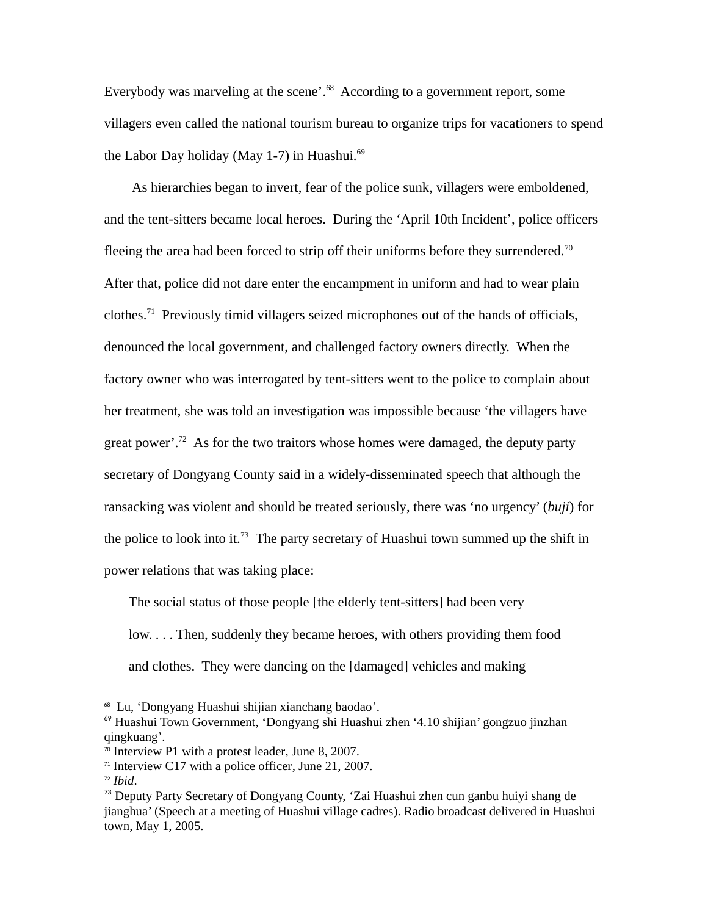Everybody was marveling at the scene'.[68] According to a government report, some villagers even called the national tourism bureau to organize trips for vacationers to spend the Labor Day holiday (May 1-7) in Huashui.[69]

As hierarchies began to invert, fear of the police sunk, villagers were emboldened, and the tent-sitters became local heroes. During the 'April 10th Incident', police officers fleeing the area had been forced to strip off their uniforms before they surrendered.[70] After that, police did not dare enter the encampment in uniform and had to wear plain clothes.[71] Previously timid villagers seized microphones out of the hands of officials, denounced the local government, and challenged factory owners directly. When the factory owner who was interrogated by tent-sitters went to the police to complain about her treatment, she was told an investigation was impossible because 'the villagers have great power'.[72] As for the two traitors whose homes were damaged, the deputy party secretary of Dongyang County said in a widely-disseminated speech that although the ransacking was violent and should be treated seriously, there was 'no urgency' (*buji*) for the police to look into it.[73] The party secretary of Huashui town summed up the shift in power relations that was taking place:

> The social status of those people [the elderly tent-sitters] had been very low. . . . Then, suddenly they became heroes, with others providing them food and clothes. They were dancing on the [damaged] vehicles and making

---

[68] Lu, 'Dongyang Huashui shijian xianchang baodao'.

[69] Huashui Town Government, 'Dongyang shi Huashui zhen '4.10 shijian' gongzuo jinzhan qingkuang'.

[70] Interview P1 with a protest leader, June 8, 2007.

[71] Interview C17 with a police officer, June 21, 2007.

[72] *Ibid*.

[73] Deputy Party Secretary of Dongyang County, 'Zai Huashui zhen cun ganbu huiyi shang de jianghua' (Speech at a meeting of Huashui village cadres). Radio broadcast delivered in Huashui town, May 1, 2005.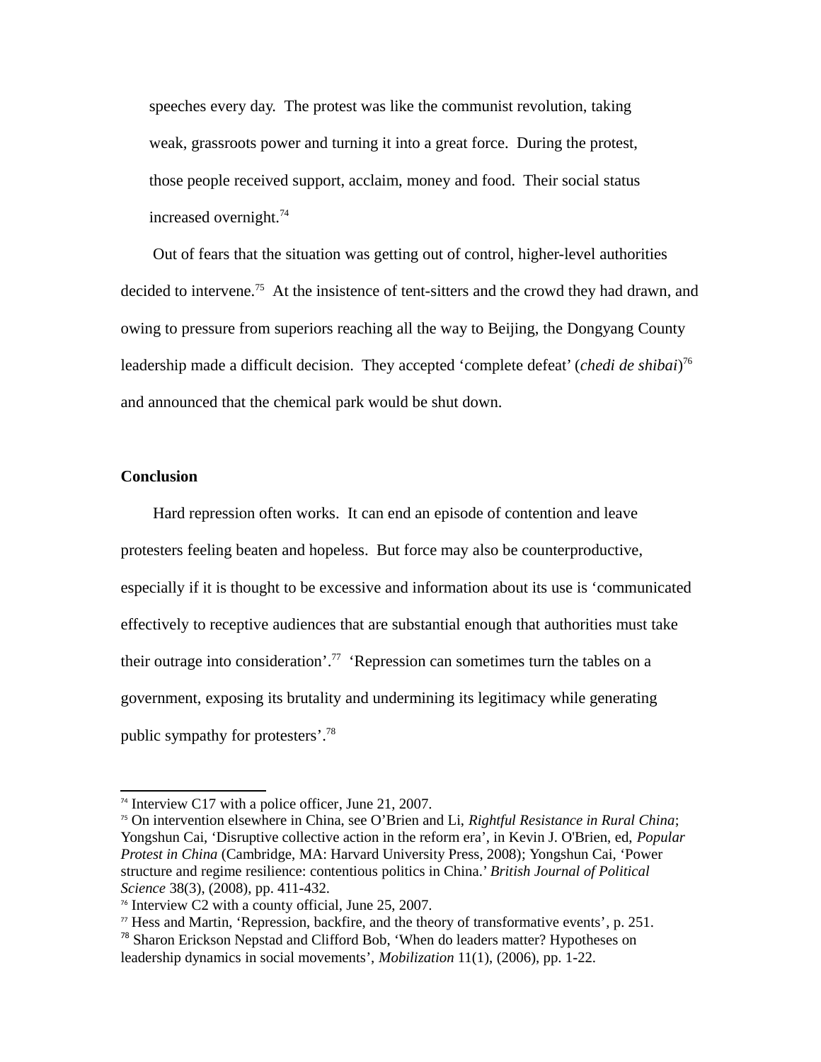> speeches every day. The protest was like the communist revolution, taking weak, grassroots power and turning it into a great force. During the protest, those people received support, acclaim, money and food. Their social status increased overnight.[74]

Out of fears that the situation was getting out of control, higher-level authorities decided to intervene.[75] At the insistence of tent-sitters and the crowd they had drawn, and owing to pressure from superiors reaching all the way to Beijing, the Dongyang County leadership made a difficult decision. They accepted 'complete defeat' (*chedi de shibai*)[76] and announced that the chemical park would be shut down.

## Conclusion

Hard repression often works. It can end an episode of contention and leave protesters feeling beaten and hopeless. But force may also be counterproductive, especially if it is thought to be excessive and information about its use is 'communicated effectively to receptive audiences that are substantial enough that authorities must take their outrage into consideration'.[77] 'Repression can sometimes turn the tables on a government, exposing its brutality and undermining its legitimacy while generating public sympathy for protesters'.[78]

---

[74] Interview C17 with a police officer, June 21, 2007.

[75] On intervention elsewhere in China, see O'Brien and Li, *Rightful Resistance in Rural China*; Yongshun Cai, 'Disruptive collective action in the reform era', in Kevin J. O'Brien, ed, *Popular Protest in China* (Cambridge, MA: Harvard University Press, 2008); Yongshun Cai, 'Power structure and regime resilience: contentious politics in China.' *British Journal of Political Science* 38(3), (2008), pp. 411-432.

[76] Interview C2 with a county official, June 25, 2007.

[77] Hess and Martin, 'Repression, backfire, and the theory of transformative events', p. 251.

[78] Sharon Erickson Nepstad and Clifford Bob, 'When do leaders matter? Hypotheses on leadership dynamics in social movements', *Mobilization* 11(1), (2006), pp. 1-22.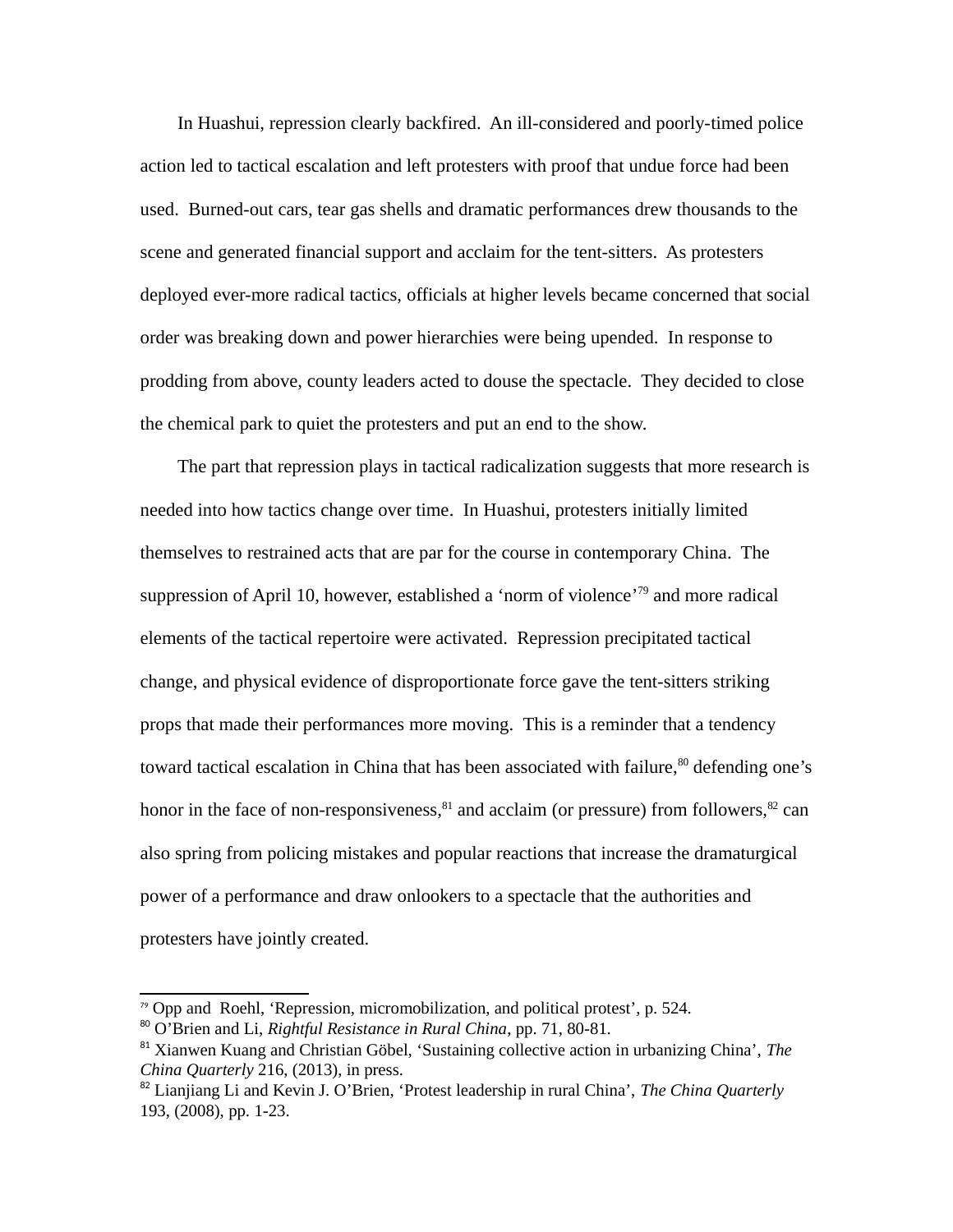In Huashui, repression clearly backfired. An ill-considered and poorly-timed police action led to tactical escalation and left protesters with proof that undue force had been used. Burned-out cars, tear gas shells and dramatic performances drew thousands to the scene and generated financial support and acclaim for the tent-sitters. As protesters deployed ever-more radical tactics, officials at higher levels became concerned that social order was breaking down and power hierarchies were being upended. In response to prodding from above, county leaders acted to douse the spectacle. They decided to close the chemical park to quiet the protesters and put an end to the show.

The part that repression plays in tactical radicalization suggests that more research is needed into how tactics change over time. In Huashui, protesters initially limited themselves to restrained acts that are par for the course in contemporary China. The suppression of April 10, however, established a 'norm of violence'[79] and more radical elements of the tactical repertoire were activated. Repression precipitated tactical change, and physical evidence of disproportionate force gave the tent-sitters striking props that made their performances more moving. This is a reminder that a tendency toward tactical escalation in China that has been associated with failure,[80] defending one's honor in the face of non-responsiveness,[81] and acclaim (or pressure) from followers,[82] can also spring from policing mistakes and popular reactions that increase the dramaturgical power of a performance and draw onlookers to a spectacle that the authorities and protesters have jointly created.

---

[79] Opp and Roehl, 'Repression, micromobilization, and political protest', p. 524.

[80] O'Brien and Li, *Rightful Resistance in Rural China*, pp. 71, 80-81.

[81] Xianwen Kuang and Christian Göbel, 'Sustaining collective action in urbanizing China', *The China Quarterly* 216, (2013), in press.

[82] Lianjiang Li and Kevin J. O'Brien, 'Protest leadership in rural China', *The China Quarterly* 193, (2008), pp. 1-23.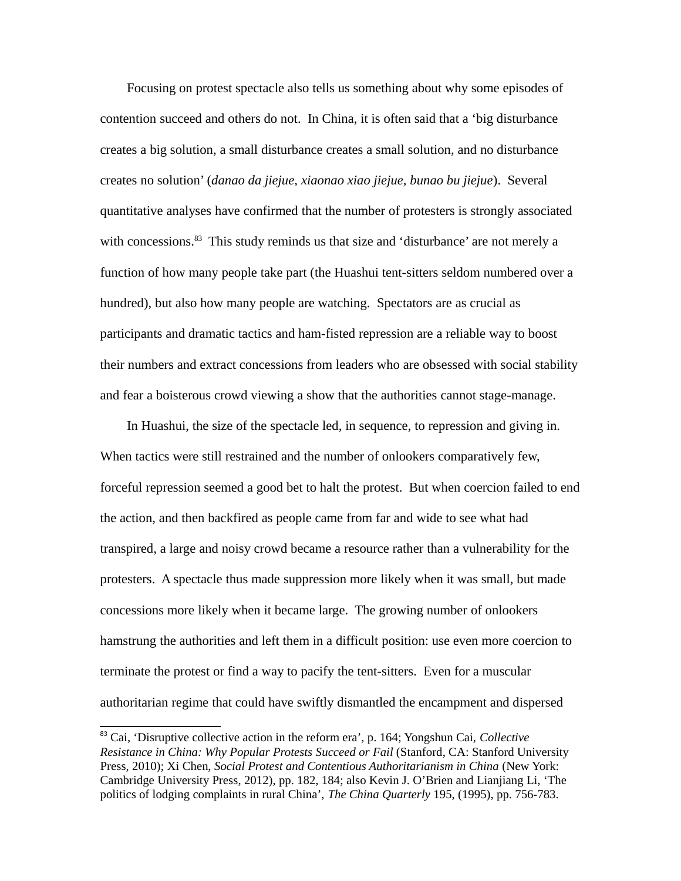Focusing on protest spectacle also tells us something about why some episodes of contention succeed and others do not. In China, it is often said that a 'big disturbance creates a big solution, a small disturbance creates a small solution, and no disturbance creates no solution' (*danao da jiejue*, *xiaonao xiao jiejue*, *bunao bu jiejue*). Several quantitative analyses have confirmed that the number of protesters is strongly associated with concessions.[83] This study reminds us that size and 'disturbance' are not merely a function of how many people take part (the Huashui tent-sitters seldom numbered over a hundred), but also how many people are watching. Spectators are as crucial as participants and dramatic tactics and ham-fisted repression are a reliable way to boost their numbers and extract concessions from leaders who are obsessed with social stability and fear a boisterous crowd viewing a show that the authorities cannot stage-manage.

In Huashui, the size of the spectacle led, in sequence, to repression and giving in. When tactics were still restrained and the number of onlookers comparatively few, forceful repression seemed a good bet to halt the protest. But when coercion failed to end the action, and then backfired as people came from far and wide to see what had transpired, a large and noisy crowd became a resource rather than a vulnerability for the protesters. A spectacle thus made suppression more likely when it was small, but made concessions more likely when it became large. The growing number of onlookers hamstrung the authorities and left them in a difficult position: use even more coercion to terminate the protest or find a way to pacify the tent-sitters. Even for a muscular authoritarian regime that could have swiftly dismantled the encampment and dispersed

---

[83] Cai, 'Disruptive collective action in the reform era', p. 164; Yongshun Cai, *Collective Resistance in China: Why Popular Protests Succeed or Fail* (Stanford, CA: Stanford University Press, 2010); Xi Chen, *Social Protest and Contentious Authoritarianism in China* (New York: Cambridge University Press, 2012), pp. 182, 184; also Kevin J. O'Brien and Lianjiang Li, 'The politics of lodging complaints in rural China', *The China Quarterly* 195, (1995), pp. 756-783.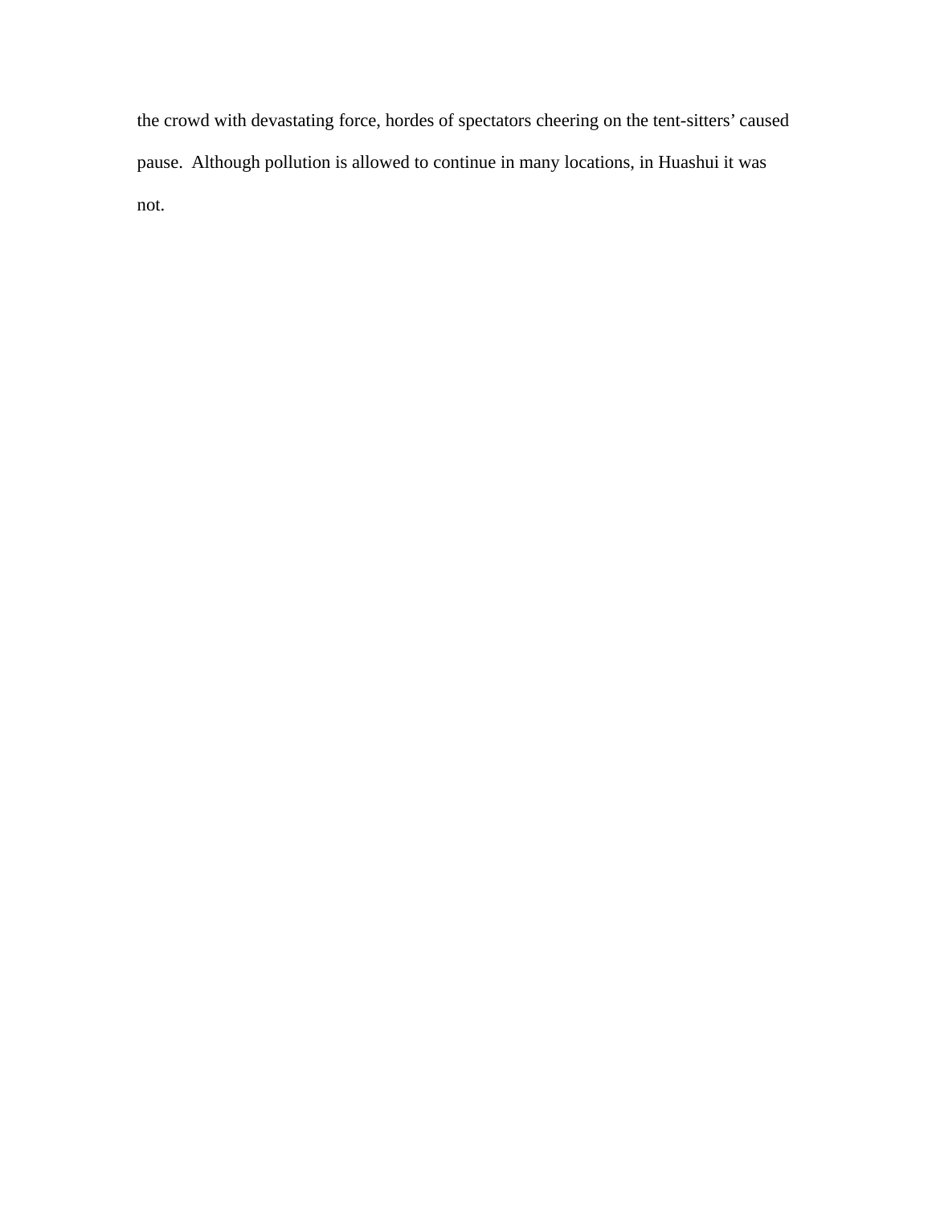the crowd with devastating force, hordes of spectators cheering on the tent-sitters' caused pause.  Although pollution is allowed to continue in many locations, in Huashui it was not.